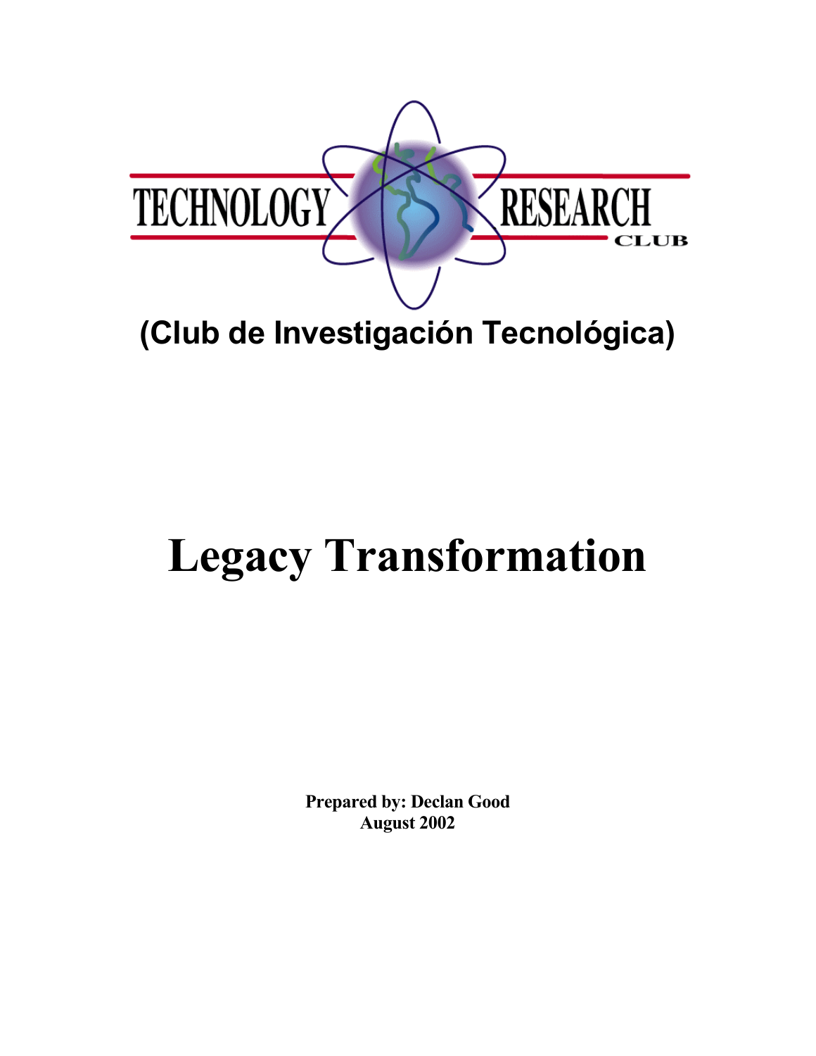TECHNOLOGY RESEARCH CLUB

(Club de Investigación Tecnológica)

# Legacy Transformation

**Prepared by: Declan Good**
**August 2002**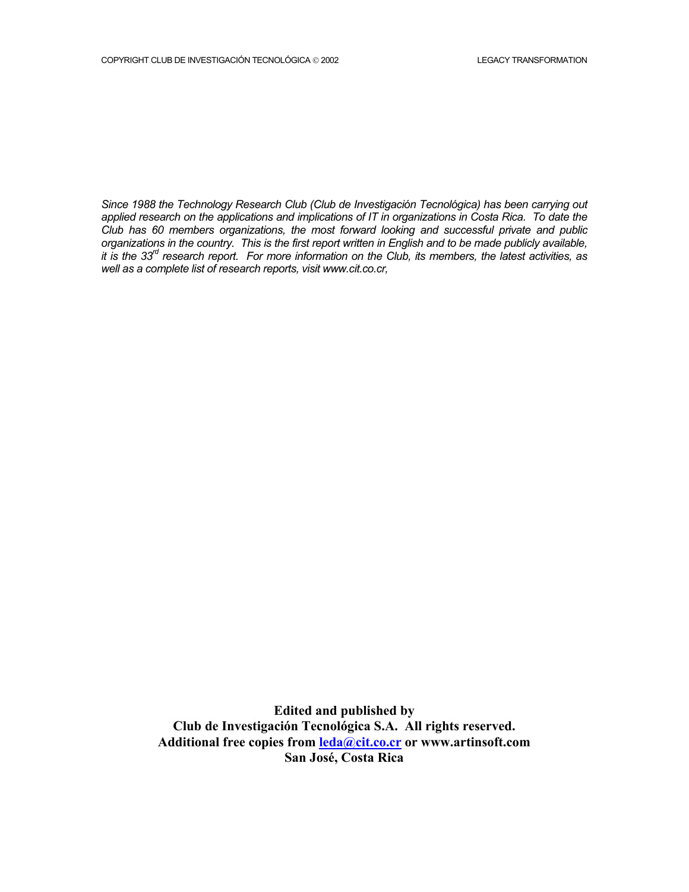*Since 1988 the Technology Research Club (Club de Investigación Tecnológica) has been carrying out applied research on the applications and implications of IT in organizations in Costa Rica. To date the Club has 60 members organizations, the most forward looking and successful private and public organizations in the country. This is the first report written in English and to be made publicly available, it is the 33rd research report. For more information on the Club, its members, the latest activities, as well as a complete list of research reports, visit www.cit.co.cr,*

**Edited and published by**
**Club de Investigación Tecnológica S.A. All rights reserved.**
**Additional free copies from leda@cit.co.cr or www.artinsoft.com**
**San José, Costa Rica**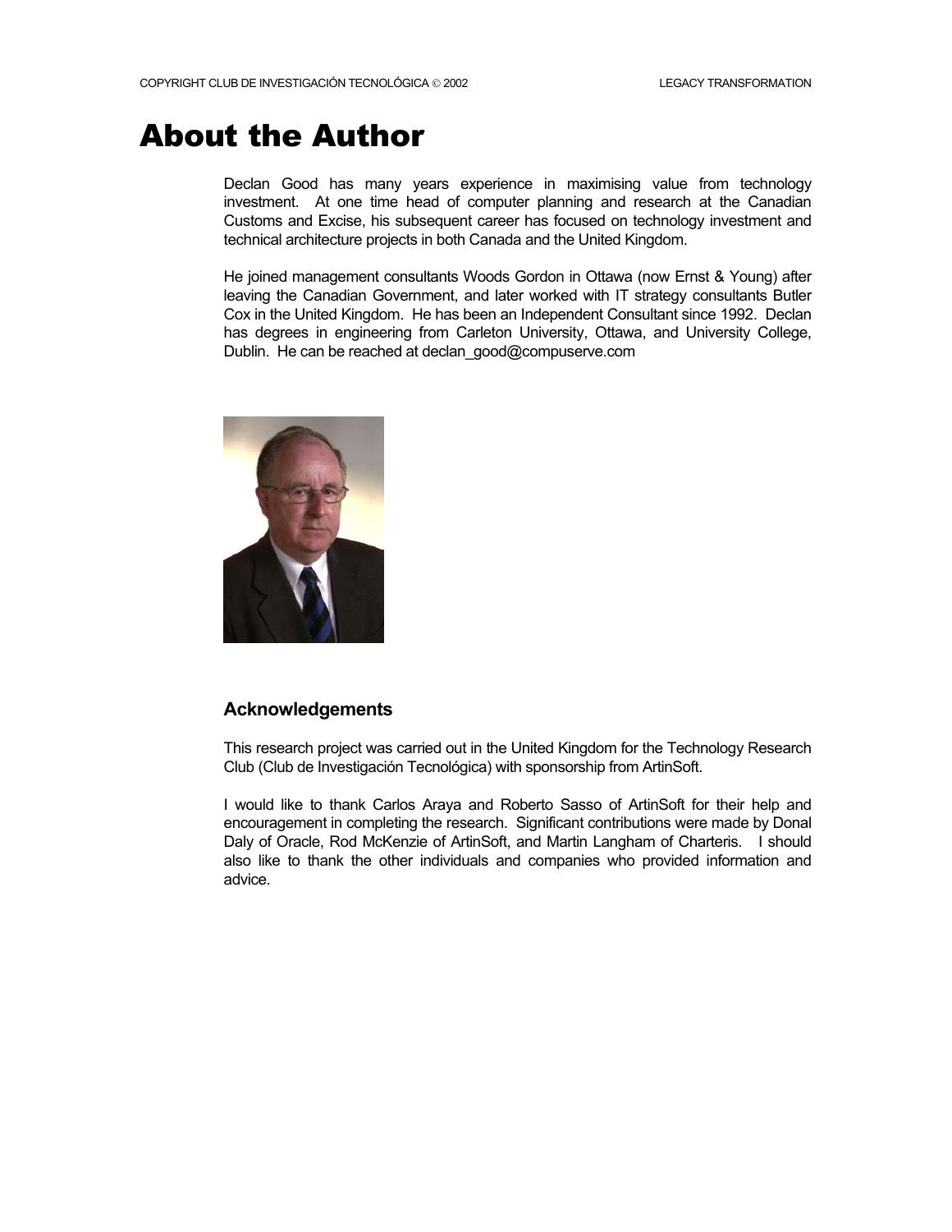# About the Author

Declan Good has many years experience in maximising value from technology investment. At one time head of computer planning and research at the Canadian Customs and Excise, his subsequent career has focused on technology investment and technical architecture projects in both Canada and the United Kingdom.

He joined management consultants Woods Gordon in Ottawa (now Ernst & Young) after leaving the Canadian Government, and later worked with IT strategy consultants Butler Cox in the United Kingdom. He has been an Independent Consultant since 1992. Declan has degrees in engineering from Carleton University, Ottawa, and University College, Dublin. He can be reached at declan_good@compuserve.com

## Acknowledgements

This research project was carried out in the United Kingdom for the Technology Research Club (Club de Investigación Tecnológica) with sponsorship from ArtinSoft.

I would like to thank Carlos Araya and Roberto Sasso of ArtinSoft for their help and encouragement in completing the research. Significant contributions were made by Donal Daly of Oracle, Rod McKenzie of ArtinSoft, and Martin Langham of Charteris. I should also like to thank the other individuals and companies who provided information and advice.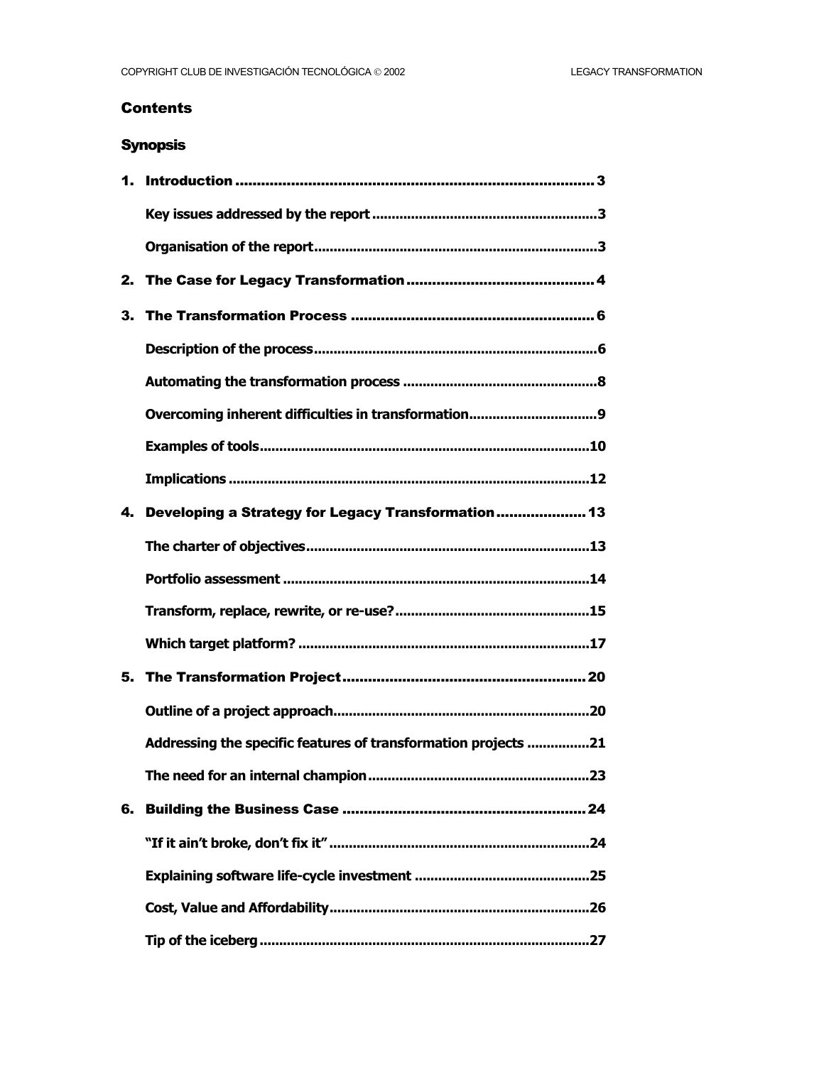## Contents

## Synopsis

1. **Introduction** ..... 3
   - Key issues addressed by the report ..... 3
   - Organisation of the report ..... 3
2. **The Case for Legacy Transformation** ..... 4
3. **The Transformation Process** ..... 6
   - Description of the process ..... 6
   - Automating the transformation process ..... 8
   - Overcoming inherent difficulties in transformation ..... 9
   - Examples of tools ..... 10
   - Implications ..... 12
4. **Developing a Strategy for Legacy Transformation** ..... 13
   - The charter of objectives ..... 13
   - Portfolio assessment ..... 14
   - Transform, replace, rewrite, or re-use? ..... 15
   - Which target platform? ..... 17
5. **The Transformation Project** ..... 20
   - Outline of a project approach ..... 20
   - Addressing the specific features of transformation projects ..... 21
   - The need for an internal champion ..... 23
6. **Building the Business Case** ..... 24
   - "If it ain't broke, don't fix it" ..... 24
   - Explaining software life-cycle investment ..... 25
   - Cost, Value and Affordability ..... 26
   - Tip of the iceberg ..... 27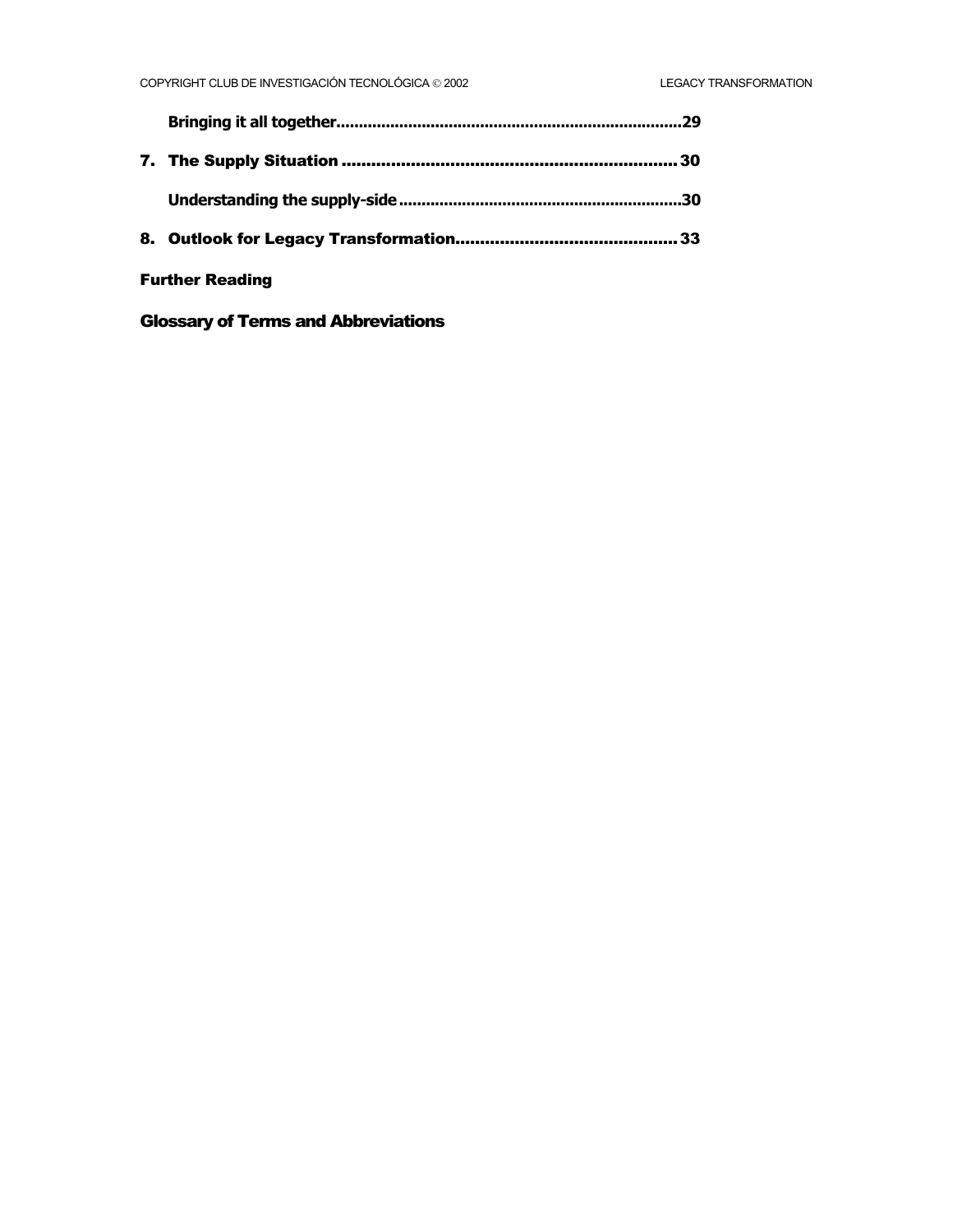Bringing it all together..........................................................................29

7. The Supply Situation ..................................................................30

Understanding the supply-side............................................................30

8. Outlook for Legacy Transformation............................................33

**Further Reading**

**Glossary of Terms and Abbreviations**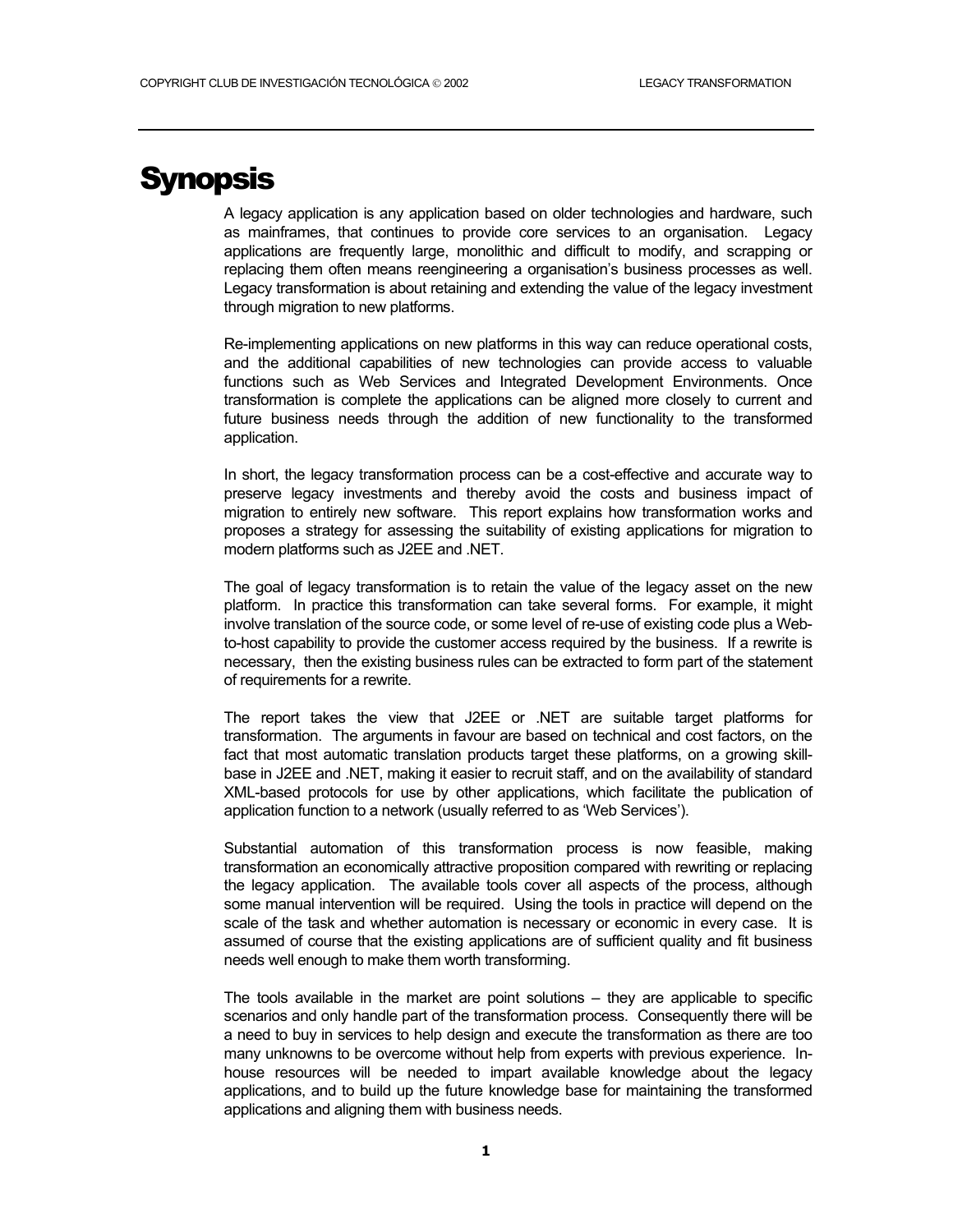# Synopsis

A legacy application is any application based on older technologies and hardware, such as mainframes, that continues to provide core services to an organisation. Legacy applications are frequently large, monolithic and difficult to modify, and scrapping or replacing them often means reengineering a organisation's business processes as well. Legacy transformation is about retaining and extending the value of the legacy investment through migration to new platforms.

Re-implementing applications on new platforms in this way can reduce operational costs, and the additional capabilities of new technologies can provide access to valuable functions such as Web Services and Integrated Development Environments. Once transformation is complete the applications can be aligned more closely to current and future business needs through the addition of new functionality to the transformed application.

In short, the legacy transformation process can be a cost-effective and accurate way to preserve legacy investments and thereby avoid the costs and business impact of migration to entirely new software. This report explains how transformation works and proposes a strategy for assessing the suitability of existing applications for migration to modern platforms such as J2EE and .NET.

The goal of legacy transformation is to retain the value of the legacy asset on the new platform. In practice this transformation can take several forms. For example, it might involve translation of the source code, or some level of re-use of existing code plus a Web-to-host capability to provide the customer access required by the business. If a rewrite is necessary, then the existing business rules can be extracted to form part of the statement of requirements for a rewrite.

The report takes the view that J2EE or .NET are suitable target platforms for transformation. The arguments in favour are based on technical and cost factors, on the fact that most automatic translation products target these platforms, on a growing skill-base in J2EE and .NET, making it easier to recruit staff, and on the availability of standard XML-based protocols for use by other applications, which facilitate the publication of application function to a network (usually referred to as 'Web Services').

Substantial automation of this transformation process is now feasible, making transformation an economically attractive proposition compared with rewriting or replacing the legacy application. The available tools cover all aspects of the process, although some manual intervention will be required. Using the tools in practice will depend on the scale of the task and whether automation is necessary or economic in every case. It is assumed of course that the existing applications are of sufficient quality and fit business needs well enough to make them worth transforming.

The tools available in the market are point solutions – they are applicable to specific scenarios and only handle part of the transformation process. Consequently there will be a need to buy in services to help design and execute the transformation as there are too many unknowns to be overcome without help from experts with previous experience. In-house resources will be needed to impart available knowledge about the legacy applications, and to build up the future knowledge base for maintaining the transformed applications and aligning them with business needs.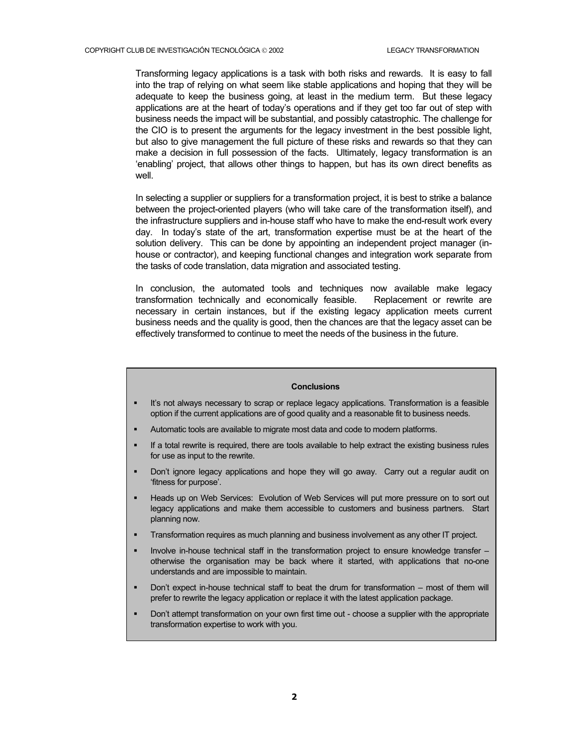Transforming legacy applications is a task with both risks and rewards. It is easy to fall into the trap of relying on what seem like stable applications and hoping that they will be adequate to keep the business going, at least in the medium term. But these legacy applications are at the heart of today's operations and if they get too far out of step with business needs the impact will be substantial, and possibly catastrophic. The challenge for the CIO is to present the arguments for the legacy investment in the best possible light, but also to give management the full picture of these risks and rewards so that they can make a decision in full possession of the facts. Ultimately, legacy transformation is an 'enabling' project, that allows other things to happen, but has its own direct benefits as well.

In selecting a supplier or suppliers for a transformation project, it is best to strike a balance between the project-oriented players (who will take care of the transformation itself), and the infrastructure suppliers and in-house staff who have to make the end-result work every day. In today's state of the art, transformation expertise must be at the heart of the solution delivery. This can be done by appointing an independent project manager (in-house or contractor), and keeping functional changes and integration work separate from the tasks of code translation, data migration and associated testing.

In conclusion, the automated tools and techniques now available make legacy transformation technically and economically feasible. Replacement or rewrite are necessary in certain instances, but if the existing legacy application meets current business needs and the quality is good, then the chances are that the legacy asset can be effectively transformed to continue to meet the needs of the business in the future.

**Conclusions**

- It's not always necessary to scrap or replace legacy applications. Transformation is a feasible option if the current applications are of good quality and a reasonable fit to business needs.
- Automatic tools are available to migrate most data and code to modern platforms.
- If a total rewrite is required, there are tools available to help extract the existing business rules for use as input to the rewrite.
- Don't ignore legacy applications and hope they will go away. Carry out a regular audit on 'fitness for purpose'.
- Heads up on Web Services: Evolution of Web Services will put more pressure on to sort out legacy applications and make them accessible to customers and business partners. Start planning now.
- Transformation requires as much planning and business involvement as any other IT project.
- Involve in-house technical staff in the transformation project to ensure knowledge transfer – otherwise the organisation may be back where it started, with applications that no-one understands and are impossible to maintain.
- Don't expect in-house technical staff to beat the drum for transformation – most of them will prefer to rewrite the legacy application or replace it with the latest application package.
- Don't attempt transformation on your own first time out - choose a supplier with the appropriate transformation expertise to work with you.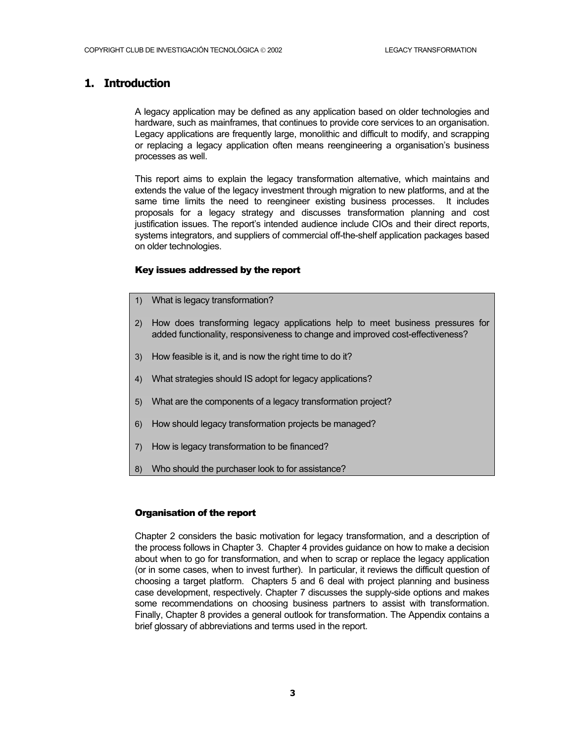# 1. Introduction

A legacy application may be defined as any application based on older technologies and hardware, such as mainframes, that continues to provide core services to an organisation. Legacy applications are frequently large, monolithic and difficult to modify, and scrapping or replacing a legacy application often means reengineering a organisation's business processes as well.

This report aims to explain the legacy transformation alternative, which maintains and extends the value of the legacy investment through migration to new platforms, and at the same time limits the need to reengineer existing business processes. It includes proposals for a legacy strategy and discusses transformation planning and cost justification issues. The report's intended audience include CIOs and their direct reports, systems integrators, and suppliers of commercial off-the-shelf application packages based on older technologies.

### Key issues addressed by the report

1) What is legacy transformation?
2) How does transforming legacy applications help to meet business pressures for added functionality, responsiveness to change and improved cost-effectiveness?
3) How feasible is it, and is now the right time to do it?
4) What strategies should IS adopt for legacy applications?
5) What are the components of a legacy transformation project?
6) How should legacy transformation projects be managed?
7) How is legacy transformation to be financed?
8) Who should the purchaser look to for assistance?

### Organisation of the report

Chapter 2 considers the basic motivation for legacy transformation, and a description of the process follows in Chapter 3. Chapter 4 provides guidance on how to make a decision about when to go for transformation, and when to scrap or replace the legacy application (or in some cases, when to invest further). In particular, it reviews the difficult question of choosing a target platform. Chapters 5 and 6 deal with project planning and business case development, respectively. Chapter 7 discusses the supply-side options and makes some recommendations on choosing business partners to assist with transformation. Finally, Chapter 8 provides a general outlook for transformation. The Appendix contains a brief glossary of abbreviations and terms used in the report.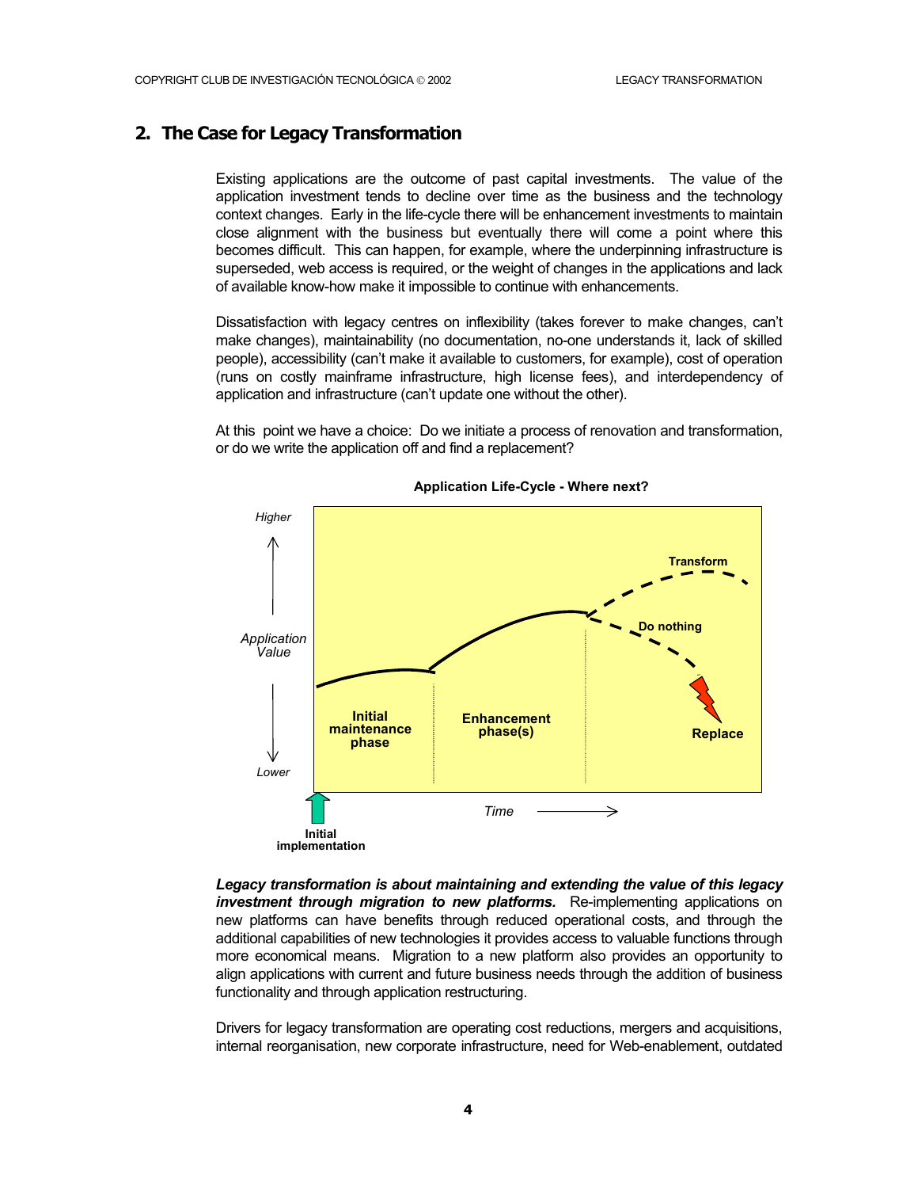## 2. The Case for Legacy Transformation

Existing applications are the outcome of past capital investments. The value of the application investment tends to decline over time as the business and the technology context changes. Early in the life-cycle there will be enhancement investments to maintain close alignment with the business but eventually there will come a point where this becomes difficult. This can happen, for example, where the underpinning infrastructure is superseded, web access is required, or the weight of changes in the applications and lack of available know-how make it impossible to continue with enhancements.

Dissatisfaction with legacy centres on inflexibility (takes forever to make changes, can't make changes), maintainability (no documentation, no-one understands it, lack of skilled people), accessibility (can't make it available to customers, for example), cost of operation (runs on costly mainframe infrastructure, high license fees), and interdependency of application and infrastructure (can't update one without the other).

At this point we have a choice: Do we initiate a process of renovation and transformation, or do we write the application off and find a replacement?

**Application Life-Cycle - Where next?**

***Legacy transformation is about maintaining and extending the value of this legacy investment through migration to new platforms.*** Re-implementing applications on new platforms can have benefits through reduced operational costs, and through the additional capabilities of new technologies it provides access to valuable functions through more economical means. Migration to a new platform also provides an opportunity to align applications with current and future business needs through the addition of business functionality and through application restructuring.

Drivers for legacy transformation are operating cost reductions, mergers and acquisitions, internal reorganisation, new corporate infrastructure, need for Web-enablement, outdated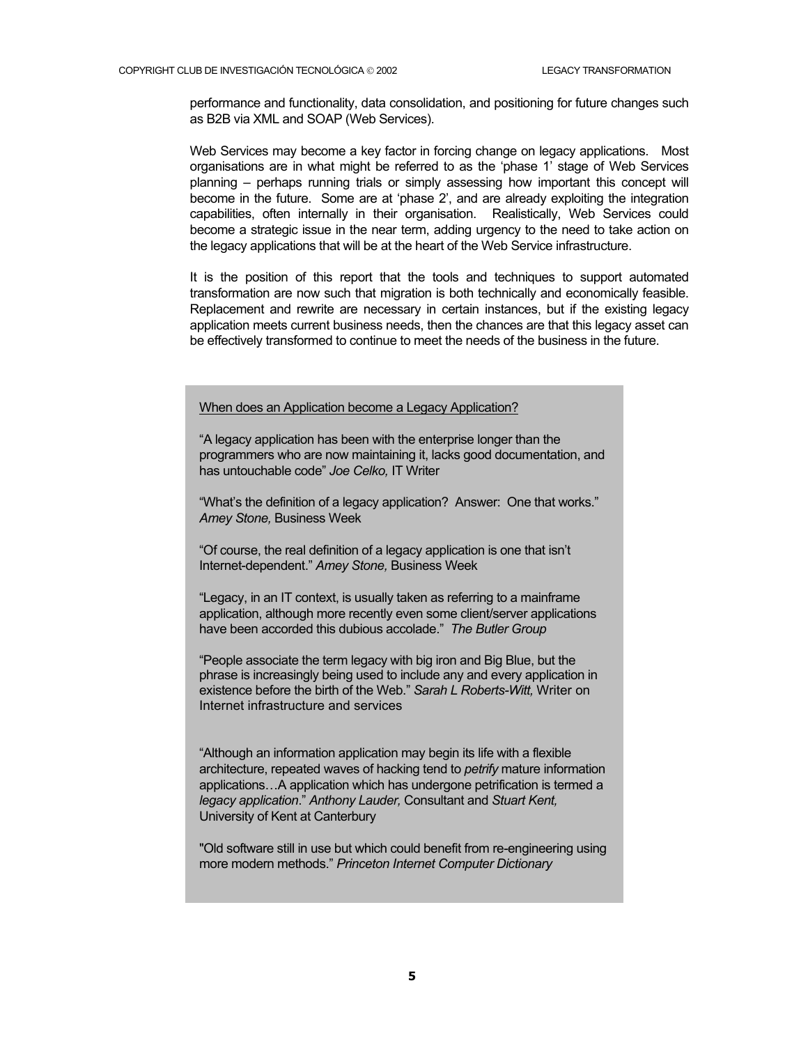performance and functionality, data consolidation, and positioning for future changes such as B2B via XML and SOAP (Web Services).

Web Services may become a key factor in forcing change on legacy applications. Most organisations are in what might be referred to as the 'phase 1' stage of Web Services planning – perhaps running trials or simply assessing how important this concept will become in the future. Some are at 'phase 2', and are already exploiting the integration capabilities, often internally in their organisation. Realistically, Web Services could become a strategic issue in the near term, adding urgency to the need to take action on the legacy applications that will be at the heart of the Web Service infrastructure.

It is the position of this report that the tools and techniques to support automated transformation are now such that migration is both technically and economically feasible. Replacement and rewrite are necessary in certain instances, but if the existing legacy application meets current business needs, then the chances are that this legacy asset can be effectively transformed to continue to meet the needs of the business in the future.

<u>When does an Application become a Legacy Application?</u>

"A legacy application has been with the enterprise longer than the programmers who are now maintaining it, lacks good documentation, and has untouchable code" *Joe Celko,* IT Writer

"What's the definition of a legacy application? Answer: One that works." *Amey Stone,* Business Week

"Of course, the real definition of a legacy application is one that isn't Internet-dependent." *Amey Stone,* Business Week

"Legacy, in an IT context, is usually taken as referring to a mainframe application, although more recently even some client/server applications have been accorded this dubious accolade." *The Butler Group*

"People associate the term legacy with big iron and Big Blue, but the phrase is increasingly being used to include any and every application in existence before the birth of the Web." *Sarah L Roberts-Witt,* Writer on Internet infrastructure and services

"Although an information application may begin its life with a flexible architecture, repeated waves of hacking tend to *petrify* mature information applications…A application which has undergone petrification is termed a *legacy application*." *Anthony Lauder,* Consultant and *Stuart Kent,* University of Kent at Canterbury

"Old software still in use but which could benefit from re-engineering using more modern methods." *Princeton Internet Computer Dictionary*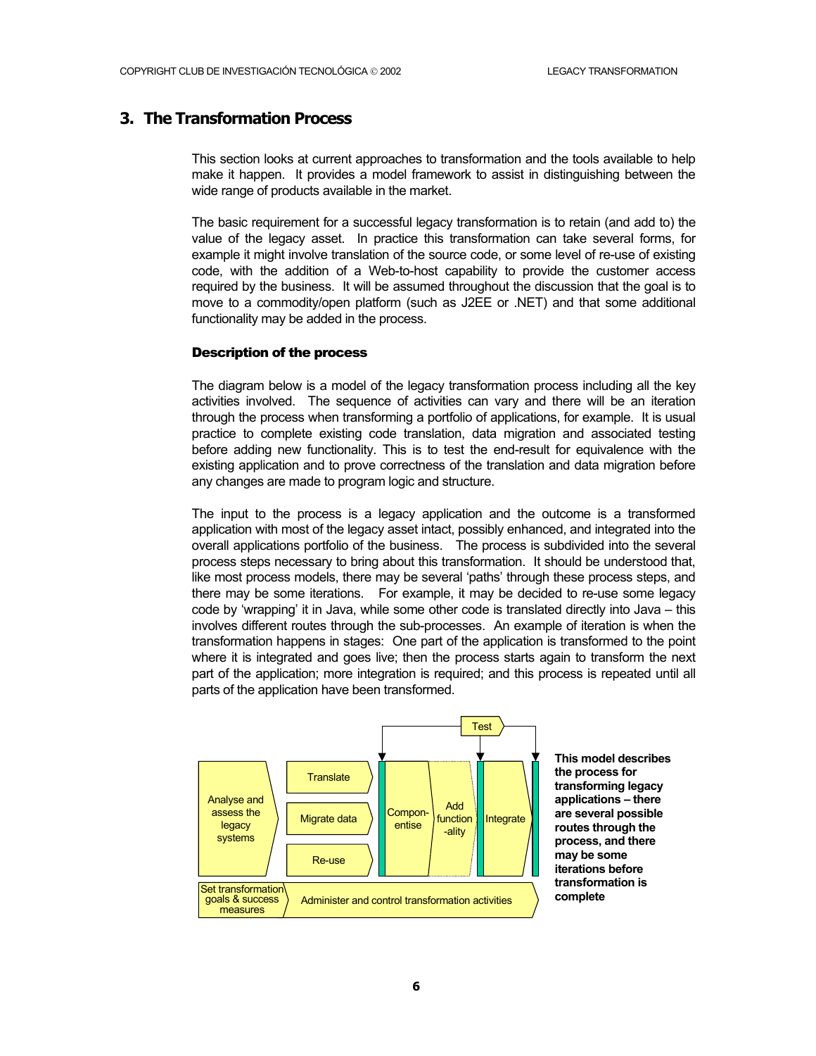## 3. The Transformation Process

This section looks at current approaches to transformation and the tools available to help make it happen. It provides a model framework to assist in distinguishing between the wide range of products available in the market.

The basic requirement for a successful legacy transformation is to retain (and add to) the value of the legacy asset. In practice this transformation can take several forms, for example it might involve translation of the source code, or some level of re-use of existing code, with the addition of a Web-to-host capability to provide the customer access required by the business. It will be assumed throughout the discussion that the goal is to move to a commodity/open platform (such as J2EE or .NET) and that some additional functionality may be added in the process.

#### Description of the process

The diagram below is a model of the legacy transformation process including all the key activities involved. The sequence of activities can vary and there will be an iteration through the process when transforming a portfolio of applications, for example. It is usual practice to complete existing code translation, data migration and associated testing before adding new functionality. This is to test the end-result for equivalence with the existing application and to prove correctness of the translation and data migration before any changes are made to program logic and structure.

The input to the process is a legacy application and the outcome is a transformed application with most of the legacy asset intact, possibly enhanced, and integrated into the overall applications portfolio of the business. The process is subdivided into the several process steps necessary to bring about this transformation. It should be understood that, like most process models, there may be several 'paths' through these process steps, and there may be some iterations. For example, it may be decided to re-use some legacy code by 'wrapping' it in Java, while some other code is translated directly into Java – this involves different routes through the sub-processes. An example of iteration is when the transformation happens in stages: One part of the application is transformed to the point where it is integrated and goes live; then the process starts again to transform the next part of the application; more integration is required; and this process is repeated until all parts of the application have been transformed.

Test

Analyse and assess the legacy systems

Translate

Migrate data

Re-use

Compon-entise

Add function-ality

Integrate

Set transformation goals & success measures

Administer and control transformation activities

**This model describes the process for transforming legacy applications – there are several possible routes through the process, and there may be some iterations before transformation is complete**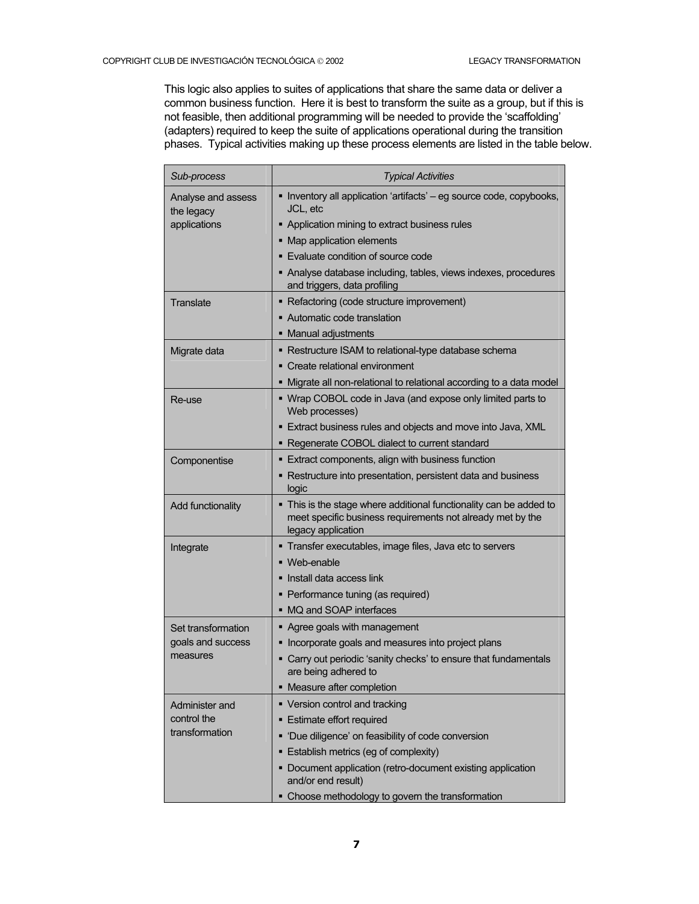This logic also applies to suites of applications that share the same data or deliver a common business function. Here it is best to transform the suite as a group, but if this is not feasible, then additional programming will be needed to provide the 'scaffolding' (adapters) required to keep the suite of applications operational during the transition phases. Typical activities making up these process elements are listed in the table below.

| *Sub-process* | *Typical Activities* |
|---|---|
| Analyse and assess the legacy applications | ▪ Inventory all application 'artifacts' – eg source code, copybooks, JCL, etc<br>▪ Application mining to extract business rules<br>▪ Map application elements<br>▪ Evaluate condition of source code<br>▪ Analyse database including, tables, views indexes, procedures and triggers, data profiling |
| Translate | ▪ Refactoring (code structure improvement)<br>▪ Automatic code translation<br>▪ Manual adjustments |
| Migrate data | ▪ Restructure ISAM to relational-type database schema<br>▪ Create relational environment<br>▪ Migrate all non-relational to relational according to a data model |
| Re-use | ▪ Wrap COBOL code in Java (and expose only limited parts to Web processes)<br>▪ Extract business rules and objects and move into Java, XML<br>▪ Regenerate COBOL dialect to current standard |
| Componentise | ▪ Extract components, align with business function<br>▪ Restructure into presentation, persistent data and business logic |
| Add functionality | ▪ This is the stage where additional functionality can be added to meet specific business requirements not already met by the legacy application |
| Integrate | ▪ Transfer executables, image files, Java etc to servers<br>▪ Web-enable<br>▪ Install data access link<br>▪ Performance tuning (as required)<br>▪ MQ and SOAP interfaces |
| Set transformation goals and success measures | ▪ Agree goals with management<br>▪ Incorporate goals and measures into project plans<br>▪ Carry out periodic 'sanity checks' to ensure that fundamentals are being adhered to<br>▪ Measure after completion |
| Administer and control the transformation | ▪ Version control and tracking<br>▪ Estimate effort required<br>▪ 'Due diligence' on feasibility of code conversion<br>▪ Establish metrics (eg of complexity)<br>▪ Document application (retro-document existing application and/or end result)<br>▪ Choose methodology to govern the transformation |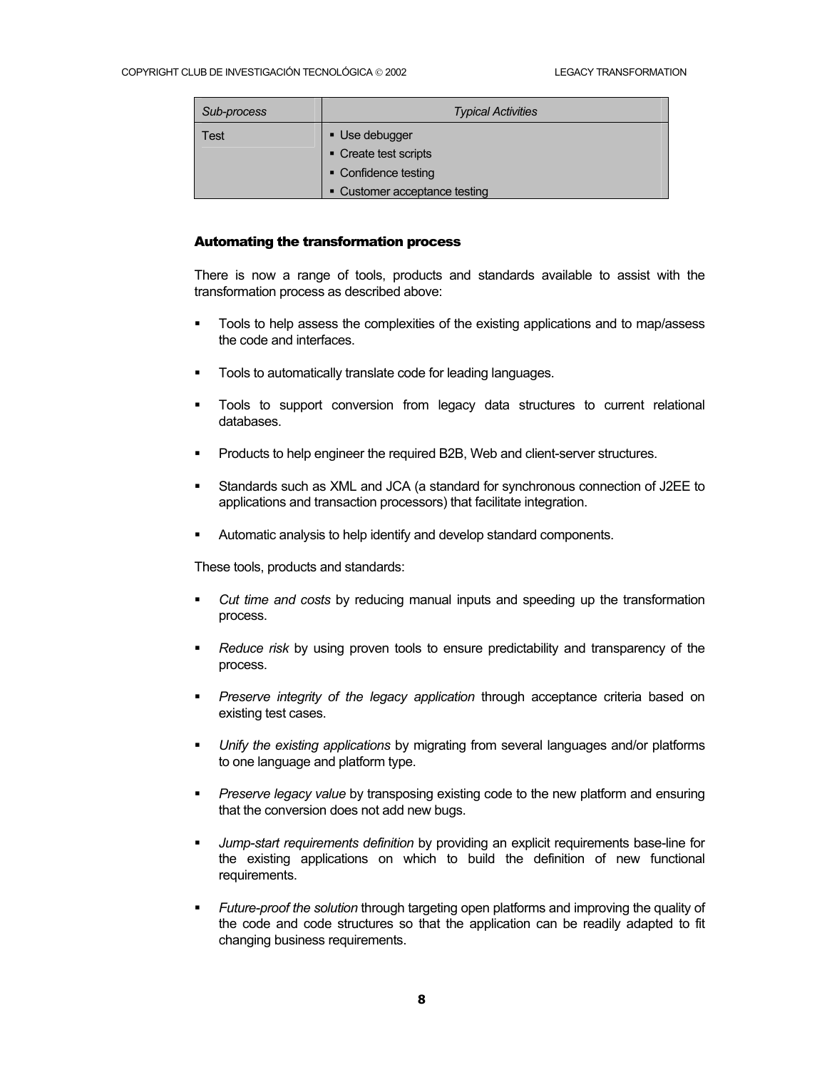| Sub-process | Typical Activities |
|---|---|
| Test | ▪ Use debugger<br>▪ Create test scripts<br>▪ Confidence testing<br>▪ Customer acceptance testing |

## Automating the transformation process

There is now a range of tools, products and standards available to assist with the transformation process as described above:

- Tools to help assess the complexities of the existing applications and to map/assess the code and interfaces.
- Tools to automatically translate code for leading languages.
- Tools to support conversion from legacy data structures to current relational databases.
- Products to help engineer the required B2B, Web and client-server structures.
- Standards such as XML and JCA (a standard for synchronous connection of J2EE to applications and transaction processors) that facilitate integration.
- Automatic analysis to help identify and develop standard components.

These tools, products and standards:

- *Cut time and costs* by reducing manual inputs and speeding up the transformation process.
- *Reduce risk* by using proven tools to ensure predictability and transparency of the process.
- *Preserve integrity of the legacy application* through acceptance criteria based on existing test cases.
- *Unify the existing applications* by migrating from several languages and/or platforms to one language and platform type.
- *Preserve legacy value* by transposing existing code to the new platform and ensuring that the conversion does not add new bugs.
- *Jump-start requirements definition* by providing an explicit requirements base-line for the existing applications on which to build the definition of new functional requirements.
- *Future-proof the solution* through targeting open platforms and improving the quality of the code and code structures so that the application can be readily adapted to fit changing business requirements.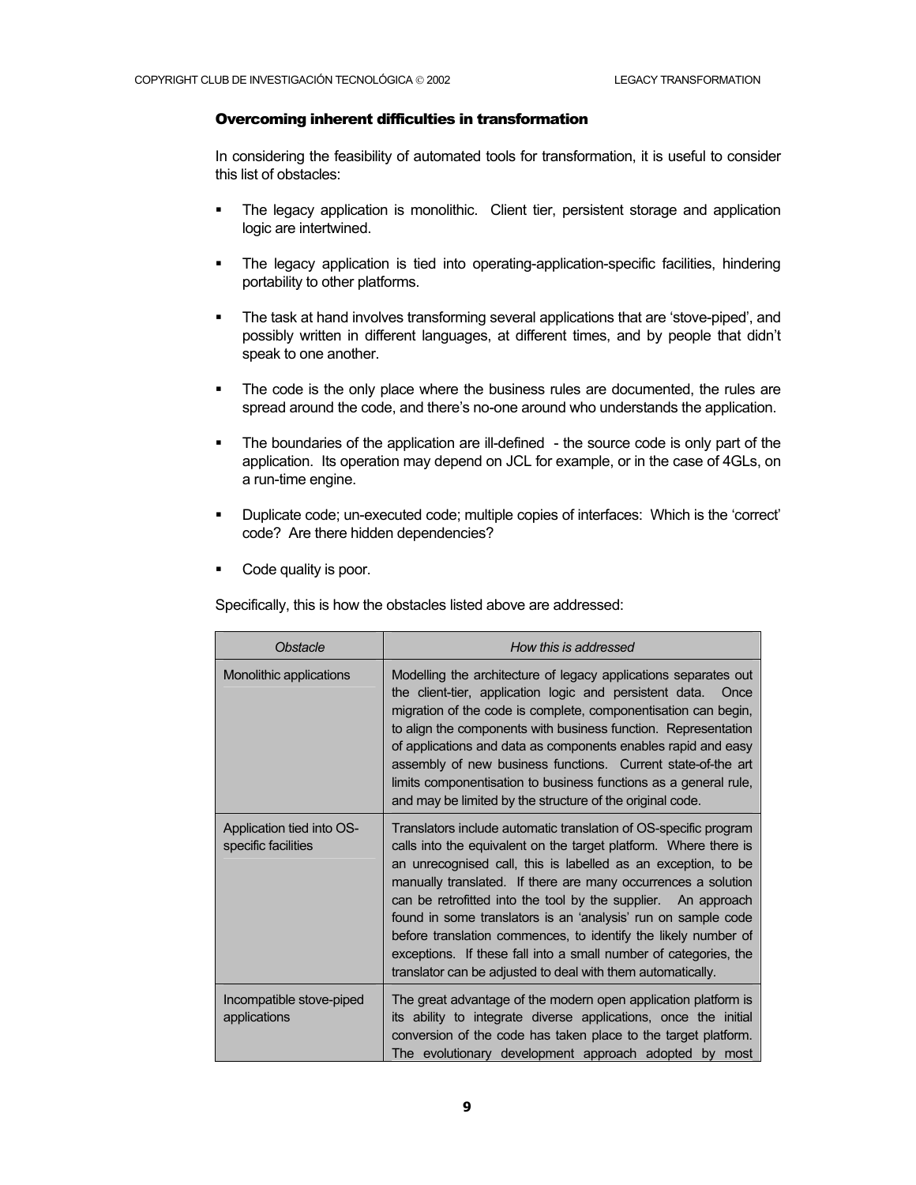### Overcoming inherent difficulties in transformation

In considering the feasibility of automated tools for transformation, it is useful to consider this list of obstacles:

- The legacy application is monolithic. Client tier, persistent storage and application logic are intertwined.
- The legacy application is tied into operating-application-specific facilities, hindering portability to other platforms.
- The task at hand involves transforming several applications that are 'stove-piped', and possibly written in different languages, at different times, and by people that didn't speak to one another.
- The code is the only place where the business rules are documented, the rules are spread around the code, and there's no-one around who understands the application.
- The boundaries of the application are ill-defined - the source code is only part of the application. Its operation may depend on JCL for example, or in the case of 4GLs, on a run-time engine.
- Duplicate code; un-executed code; multiple copies of interfaces: Which is the 'correct' code? Are there hidden dependencies?
- Code quality is poor.

Specifically, this is how the obstacles listed above are addressed:

| *Obstacle* | *How this is addressed* |
|---|---|
| Monolithic applications | Modelling the architecture of legacy applications separates out the client-tier, application logic and persistent data. Once migration of the code is complete, componentisation can begin, to align the components with business function. Representation of applications and data as components enables rapid and easy assembly of new business functions. Current state-of-the art limits componentisation to business functions as a general rule, and may be limited by the structure of the original code. |
| Application tied into OS-specific facilities | Translators include automatic translation of OS-specific program calls into the equivalent on the target platform. Where there is an unrecognised call, this is labelled as an exception, to be manually translated. If there are many occurrences a solution can be retrofitted into the tool by the supplier. An approach found in some translators is an 'analysis' run on sample code before translation commences, to identify the likely number of exceptions. If these fall into a small number of categories, the translator can be adjusted to deal with them automatically. |
| Incompatible stove-piped applications | The great advantage of the modern open application platform is its ability to integrate diverse applications, once the initial conversion of the code has taken place to the target platform. The evolutionary development approach adopted by most |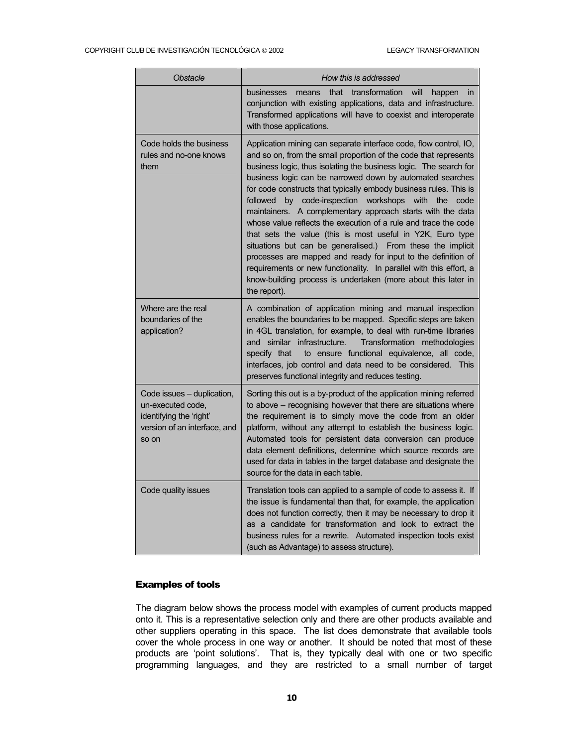| *Obstacle* | *How this is addressed* |
| --- | --- |
| | businesses means that transformation will happen in conjunction with existing applications, data and infrastructure. Transformed applications will have to coexist and interoperate with those applications. |
| Code holds the business rules and no-one knows them | Application mining can separate interface code, flow control, IO, and so on, from the small proportion of the code that represents business logic, thus isolating the business logic. The search for business logic can be narrowed down by automated searches for code constructs that typically embody business rules. This is followed by code-inspection workshops with the code maintainers. A complementary approach starts with the data whose value reflects the execution of a rule and trace the code that sets the value (this is most useful in Y2K, Euro type situations but can be generalised.) From these the implicit processes are mapped and ready for input to the definition of requirements or new functionality. In parallel with this effort, a know-building process is undertaken (more about this later in the report). |
| Where are the real boundaries of the application? | A combination of application mining and manual inspection enables the boundaries to be mapped. Specific steps are taken in 4GL translation, for example, to deal with run-time libraries and similar infrastructure. Transformation methodologies specify that to ensure functional equivalence, all code, interfaces, job control and data need to be considered. This preserves functional integrity and reduces testing. |
| Code issues – duplication, un-executed code, identifying the 'right' version of an interface, and so on | Sorting this out is a by-product of the application mining referred to above – recognising however that there are situations where the requirement is to simply move the code from an older platform, without any attempt to establish the business logic. Automated tools for persistent data conversion can produce data element definitions, determine which source records are used for data in tables in the target database and designate the source for the data in each table. |
| Code quality issues | Translation tools can applied to a sample of code to assess it. If the issue is fundamental than that, for example, the application does not function correctly, then it may be necessary to drop it as a candidate for transformation and look to extract the business rules for a rewrite. Automated inspection tools exist (such as Advantage) to assess structure). |

### Examples of tools

The diagram below shows the process model with examples of current products mapped onto it. This is a representative selection only and there are other products available and other suppliers operating in this space. The list does demonstrate that available tools cover the whole process in one way or another. It should be noted that most of these products are 'point solutions'. That is, they typically deal with one or two specific programming languages, and they are restricted to a small number of target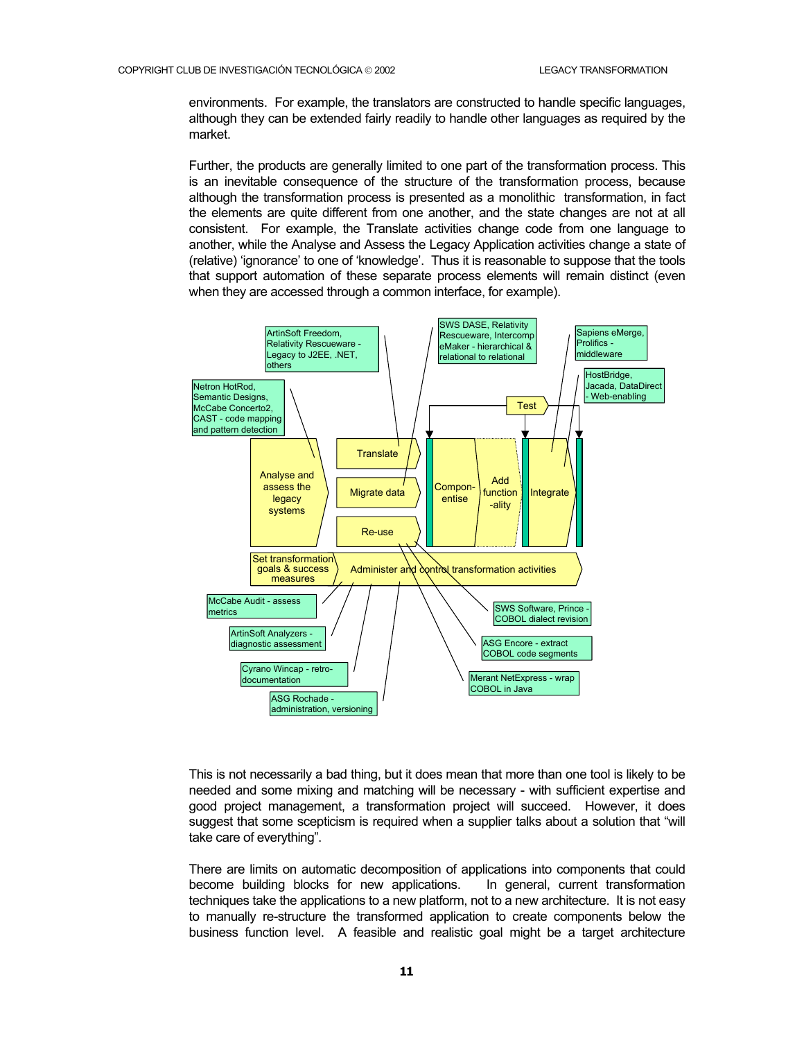environments. For example, the translators are constructed to handle specific languages, although they can be extended fairly readily to handle other languages as required by the market.

Further, the products are generally limited to one part of the transformation process. This is an inevitable consequence of the structure of the transformation process, because although the transformation process is presented as a monolithic transformation, in fact the elements are quite different from one another, and the state changes are not at all consistent. For example, the Translate activities change code from one language to another, while the Analyse and Assess the Legacy Application activities change a state of (relative) 'ignorance' to one of 'knowledge'. Thus it is reasonable to suppose that the tools that support automation of these separate process elements will remain distinct (even when they are accessed through a common interface, for example).

- Analyse and assess the legacy systems: Netron HotRod, Semantic Designs, McCabe Concerto2, CAST - code mapping and pattern detection
- Translate: ArtinSoft Freedom, Relativity Rescueware - Legacy to J2EE, .NET, others
- Migrate data: SWS DASE, Relativity Rescueware, Intercomp eMaker - hierarchical & relational to relational
- Re-use: SWS Software, Prince - COBOL dialect revision; ASG Encore - extract COBOL code segments; Merant NetExpress - wrap COBOL in Java
- Componentise
- Add functionality
- Integrate: Sapiens eMerge, Prolifics - middleware; HostBridge, Jacada, DataDirect - Web-enabling
- Test
- Set transformation goals & success measures: McCabe Audit - assess metrics
- Administer and control transformation activities: ArtinSoft Analyzers - diagnostic assessment; Cyrano Wincap - retro-documentation; ASG Rochade - administration, versioning

This is not necessarily a bad thing, but it does mean that more than one tool is likely to be needed and some mixing and matching will be necessary - with sufficient expertise and good project management, a transformation project will succeed. However, it does suggest that some scepticism is required when a supplier talks about a solution that "will take care of everything".

There are limits on automatic decomposition of applications into components that could become building blocks for new applications. In general, current transformation techniques take the applications to a new platform, not to a new architecture. It is not easy to manually re-structure the transformed application to create components below the business function level. A feasible and realistic goal might be a target architecture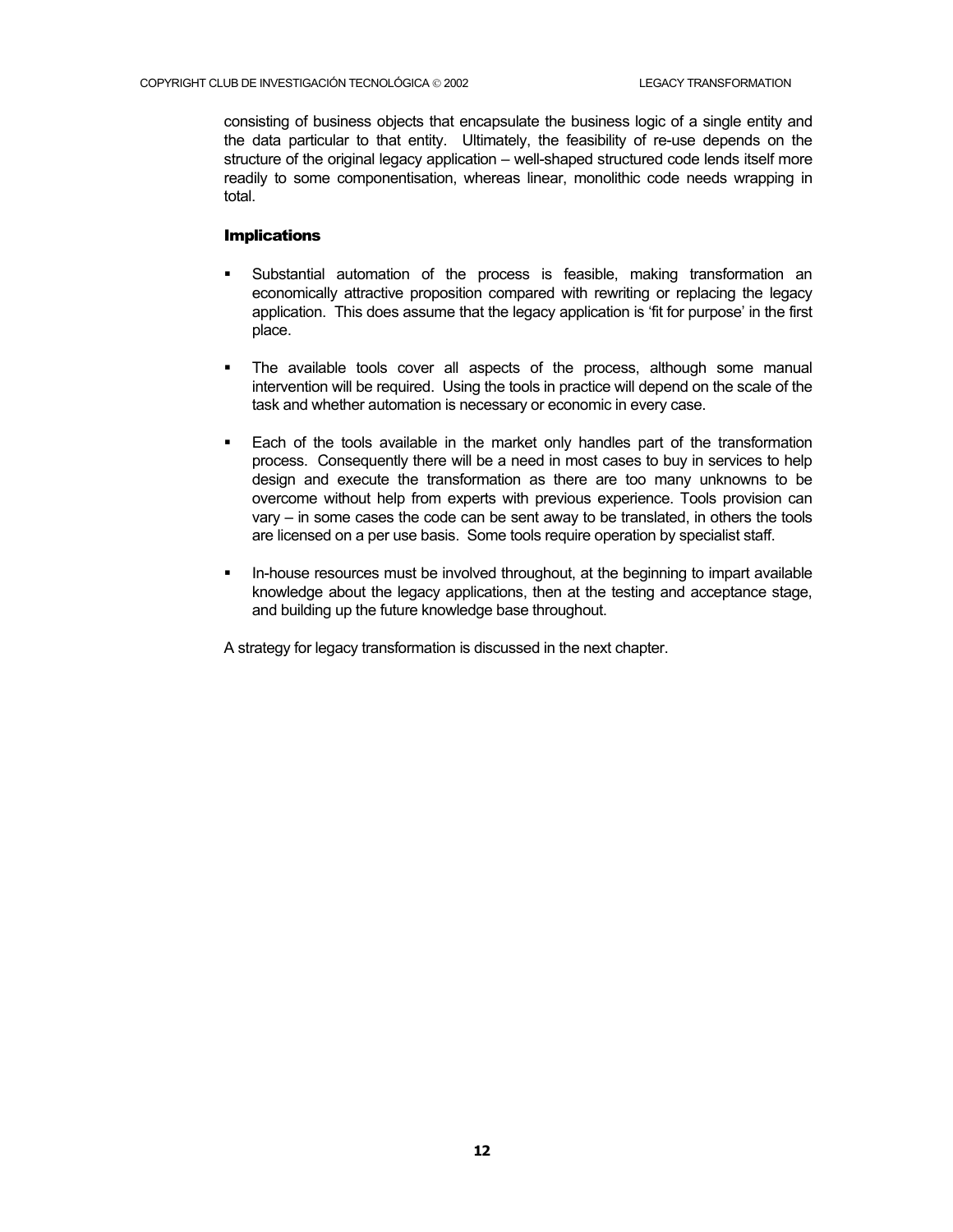consisting of business objects that encapsulate the business logic of a single entity and the data particular to that entity. Ultimately, the feasibility of re-use depends on the structure of the original legacy application – well-shaped structured code lends itself more readily to some componentisation, whereas linear, monolithic code needs wrapping in total.

### Implications

- Substantial automation of the process is feasible, making transformation an economically attractive proposition compared with rewriting or replacing the legacy application. This does assume that the legacy application is 'fit for purpose' in the first place.

- The available tools cover all aspects of the process, although some manual intervention will be required. Using the tools in practice will depend on the scale of the task and whether automation is necessary or economic in every case.

- Each of the tools available in the market only handles part of the transformation process. Consequently there will be a need in most cases to buy in services to help design and execute the transformation as there are too many unknowns to be overcome without help from experts with previous experience. Tools provision can vary – in some cases the code can be sent away to be translated, in others the tools are licensed on a per use basis. Some tools require operation by specialist staff.

- In-house resources must be involved throughout, at the beginning to impart available knowledge about the legacy applications, then at the testing and acceptance stage, and building up the future knowledge base throughout.

A strategy for legacy transformation is discussed in the next chapter.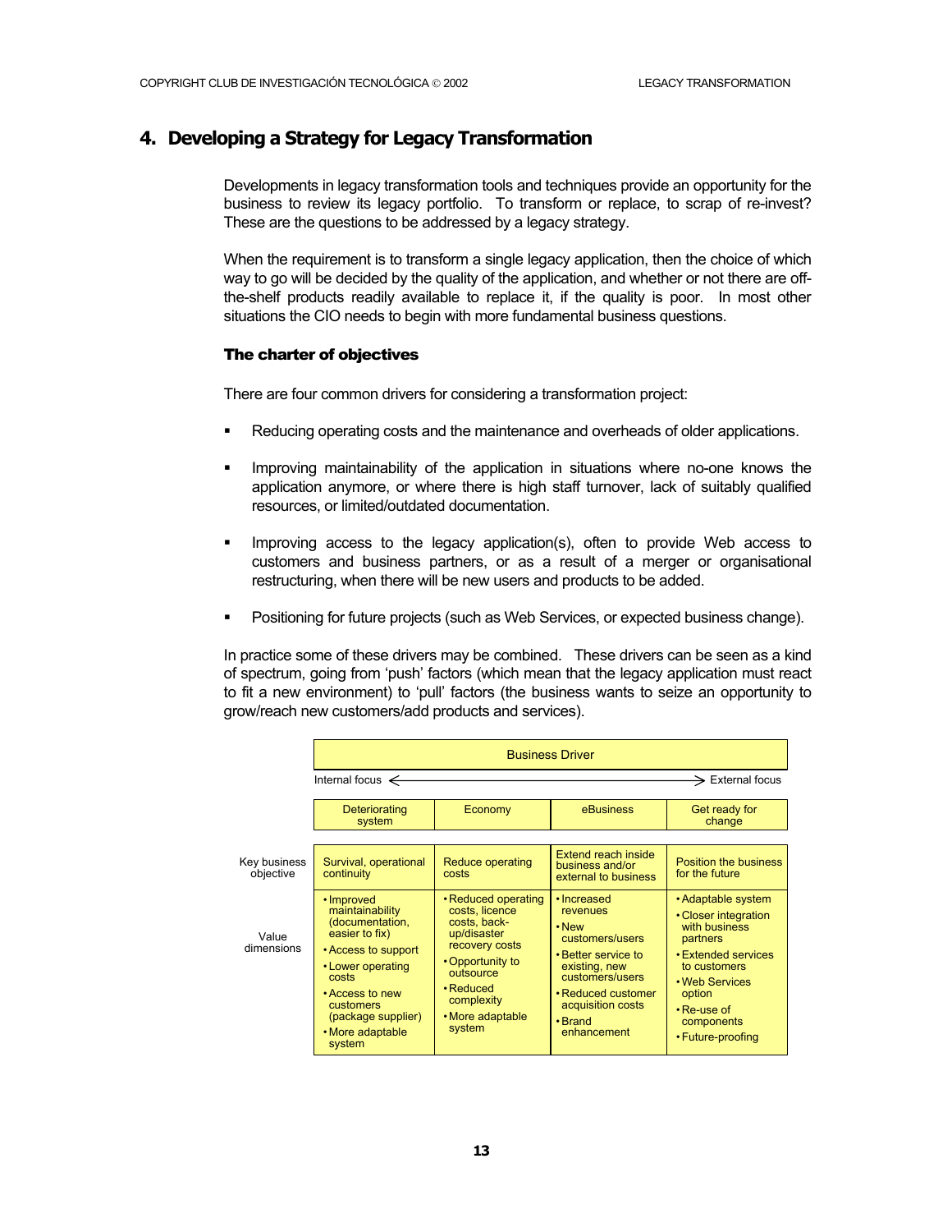## 4. Developing a Strategy for Legacy Transformation

Developments in legacy transformation tools and techniques provide an opportunity for the business to review its legacy portfolio. To transform or replace, to scrap of re-invest? These are the questions to be addressed by a legacy strategy.

When the requirement is to transform a single legacy application, then the choice of which way to go will be decided by the quality of the application, and whether or not there are off-the-shelf products readily available to replace it, if the quality is poor. In most other situations the CIO needs to begin with more fundamental business questions.

### The charter of objectives

There are four common drivers for considering a transformation project:

- Reducing operating costs and the maintenance and overheads of older applications.
- Improving maintainability of the application in situations where no-one knows the application anymore, or where there is high staff turnover, lack of suitably qualified resources, or limited/outdated documentation.
- Improving access to the legacy application(s), often to provide Web access to customers and business partners, or as a result of a merger or organisational restructuring, when there will be new users and products to be added.
- Positioning for future projects (such as Web Services, or expected business change).

In practice some of these drivers may be combined. These drivers can be seen as a kind of spectrum, going from 'push' factors (which mean that the legacy application must react to fit a new environment) to 'pull' factors (the business wants to seize an opportunity to grow/reach new customers/add products and services).

| | Business Driver | | | |
|---|---|---|---|---|
| | Internal focus ⟵ | | | ⟶ External focus |
| | Deteriorating system | Economy | eBusiness | Get ready for change |
| Key business objective | Survival, operational continuity | Reduce operating costs | Extend reach inside business and/or external to business | Position the business for the future |
| Value dimensions | • Improved maintainability (documentation, easier to fix)<br>• Access to support<br>• Lower operating costs<br>• Access to new customers (package supplier)<br>• More adaptable system | • Reduced operating costs, licence costs, back-up/disaster recovery costs<br>• Opportunity to outsource<br>• Reduced complexity<br>• More adaptable system | • Increased revenues<br>• New customers/users<br>• Better service to existing, new customers/users<br>• Reduced customer acquisition costs<br>• Brand enhancement | • Adaptable system<br>• Closer integration with business partners<br>• Extended services to customers<br>• Web Services option<br>• Re-use of components<br>• Future-proofing |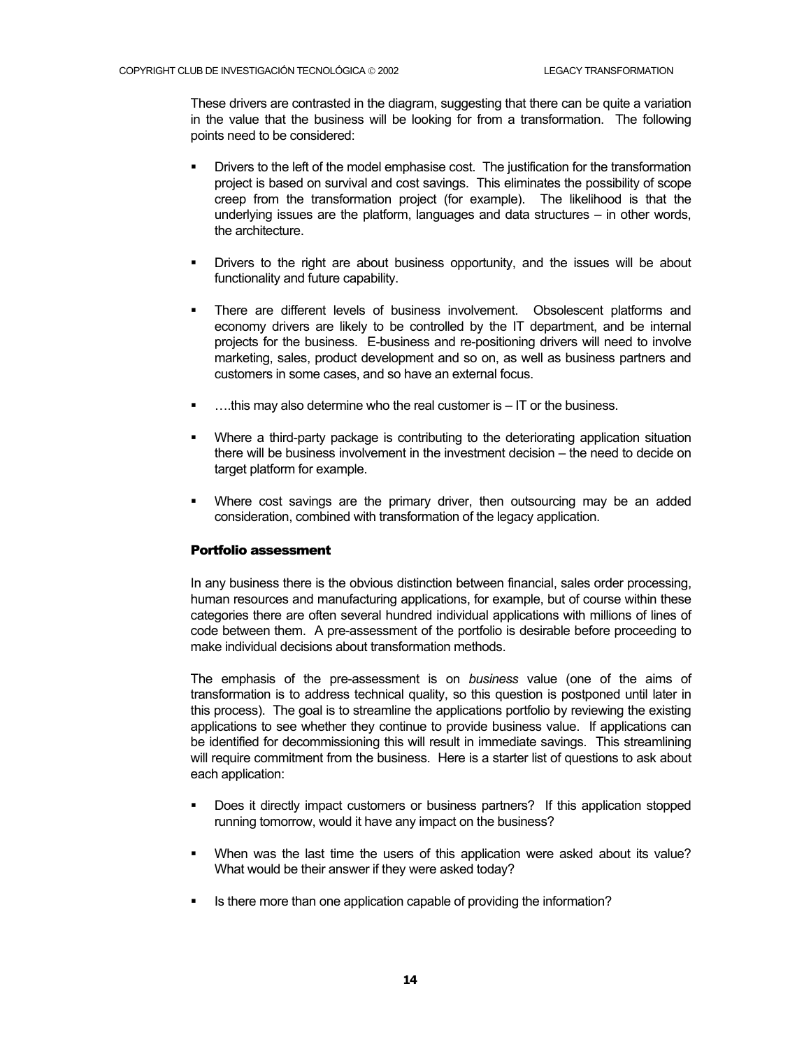These drivers are contrasted in the diagram, suggesting that there can be quite a variation in the value that the business will be looking for from a transformation. The following points need to be considered:

- Drivers to the left of the model emphasise cost. The justification for the transformation project is based on survival and cost savings. This eliminates the possibility of scope creep from the transformation project (for example). The likelihood is that the underlying issues are the platform, languages and data structures – in other words, the architecture.

- Drivers to the right are about business opportunity, and the issues will be about functionality and future capability.

- There are different levels of business involvement. Obsolescent platforms and economy drivers are likely to be controlled by the IT department, and be internal projects for the business. E-business and re-positioning drivers will need to involve marketing, sales, product development and so on, as well as business partners and customers in some cases, and so have an external focus.

- ….this may also determine who the real customer is – IT or the business.

- Where a third-party package is contributing to the deteriorating application situation there will be business involvement in the investment decision – the need to decide on target platform for example.

- Where cost savings are the primary driver, then outsourcing may be an added consideration, combined with transformation of the legacy application.

### Portfolio assessment

In any business there is the obvious distinction between financial, sales order processing, human resources and manufacturing applications, for example, but of course within these categories there are often several hundred individual applications with millions of lines of code between them. A pre-assessment of the portfolio is desirable before proceeding to make individual decisions about transformation methods.

The emphasis of the pre-assessment is on *business* value (one of the aims of transformation is to address technical quality, so this question is postponed until later in this process). The goal is to streamline the applications portfolio by reviewing the existing applications to see whether they continue to provide business value. If applications can be identified for decommissioning this will result in immediate savings. This streamlining will require commitment from the business. Here is a starter list of questions to ask about each application:

- Does it directly impact customers or business partners? If this application stopped running tomorrow, would it have any impact on the business?

- When was the last time the users of this application were asked about its value? What would be their answer if they were asked today?

- Is there more than one application capable of providing the information?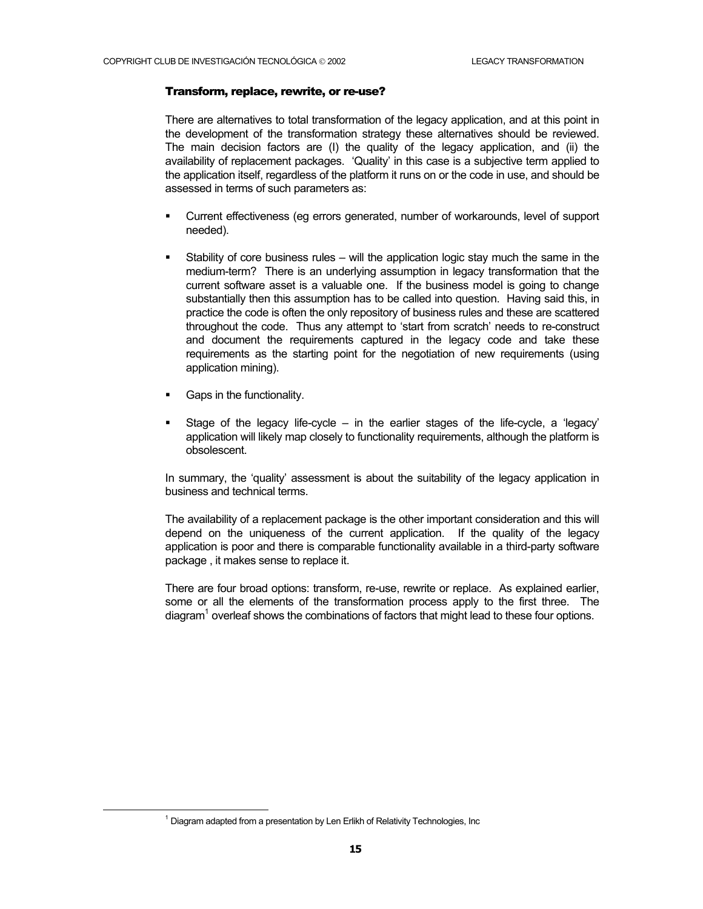### Transform, replace, rewrite, or re-use?

There are alternatives to total transformation of the legacy application, and at this point in the development of the transformation strategy these alternatives should be reviewed. The main decision factors are (I) the quality of the legacy application, and (ii) the availability of replacement packages. 'Quality' in this case is a subjective term applied to the application itself, regardless of the platform it runs on or the code in use, and should be assessed in terms of such parameters as:

- Current effectiveness (eg errors generated, number of workarounds, level of support needed).
- Stability of core business rules – will the application logic stay much the same in the medium-term? There is an underlying assumption in legacy transformation that the current software asset is a valuable one. If the business model is going to change substantially then this assumption has to be called into question. Having said this, in practice the code is often the only repository of business rules and these are scattered throughout the code. Thus any attempt to 'start from scratch' needs to re-construct and document the requirements captured in the legacy code and take these requirements as the starting point for the negotiation of new requirements (using application mining).
- Gaps in the functionality.
- Stage of the legacy life-cycle – in the earlier stages of the life-cycle, a 'legacy' application will likely map closely to functionality requirements, although the platform is obsolescent.

In summary, the 'quality' assessment is about the suitability of the legacy application in business and technical terms.

The availability of a replacement package is the other important consideration and this will depend on the uniqueness of the current application. If the quality of the legacy application is poor and there is comparable functionality available in a third-party software package , it makes sense to replace it.

There are four broad options: transform, re-use, rewrite or replace. As explained earlier, some or all the elements of the transformation process apply to the first three. The diagram[1] overleaf shows the combinations of factors that might lead to these four options.

[1] Diagram adapted from a presentation by Len Erlikh of Relativity Technologies, Inc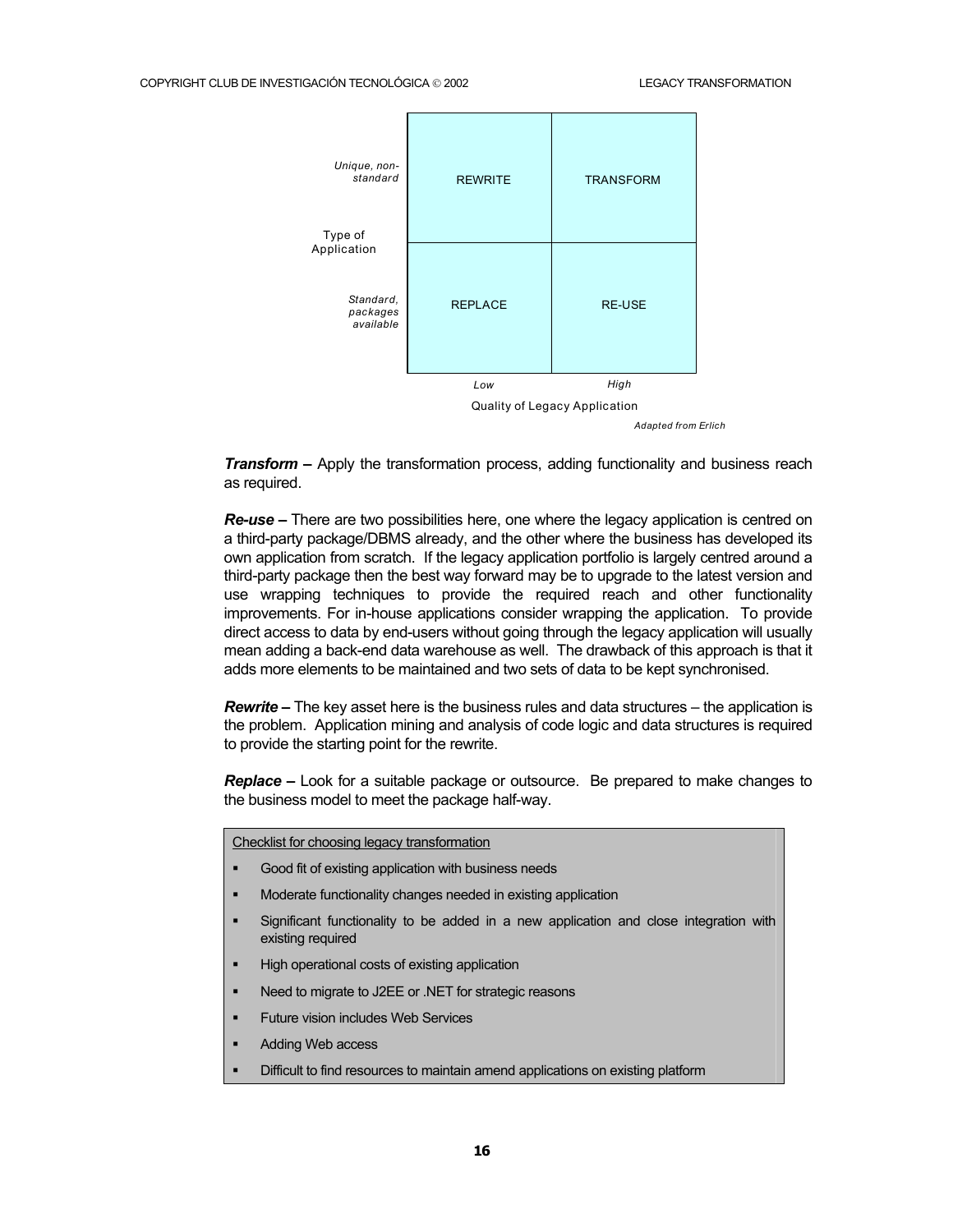| Type of Application | Low | High |
| --- | --- | --- |
| *Unique, non-standard* | REWRITE | TRANSFORM |
| *Standard, packages available* | REPLACE | RE-USE |

Quality of Legacy Application

*Adapted from Erlich*

***Transform* –** Apply the transformation process, adding functionality and business reach as required.

***Re-use* –** There are two possibilities here, one where the legacy application is centred on a third-party package/DBMS already, and the other where the business has developed its own application from scratch. If the legacy application portfolio is largely centred around a third-party package then the best way forward may be to upgrade to the latest version and use wrapping techniques to provide the required reach and other functionality improvements. For in-house applications consider wrapping the application. To provide direct access to data by end-users without going through the legacy application will usually mean adding a back-end data warehouse as well. The drawback of this approach is that it adds more elements to be maintained and two sets of data to be kept synchronised.

***Rewrite* –** The key asset here is the business rules and data structures – the application is the problem. Application mining and analysis of code logic and data structures is required to provide the starting point for the rewrite.

***Replace* –** Look for a suitable package or outsource. Be prepared to make changes to the business model to meet the package half-way.

<u>Checklist for choosing legacy transformation</u>

- Good fit of existing application with business needs
- Moderate functionality changes needed in existing application
- Significant functionality to be added in a new application and close integration with existing required
- High operational costs of existing application
- Need to migrate to J2EE or .NET for strategic reasons
- Future vision includes Web Services
- Adding Web access
- Difficult to find resources to maintain amend applications on existing platform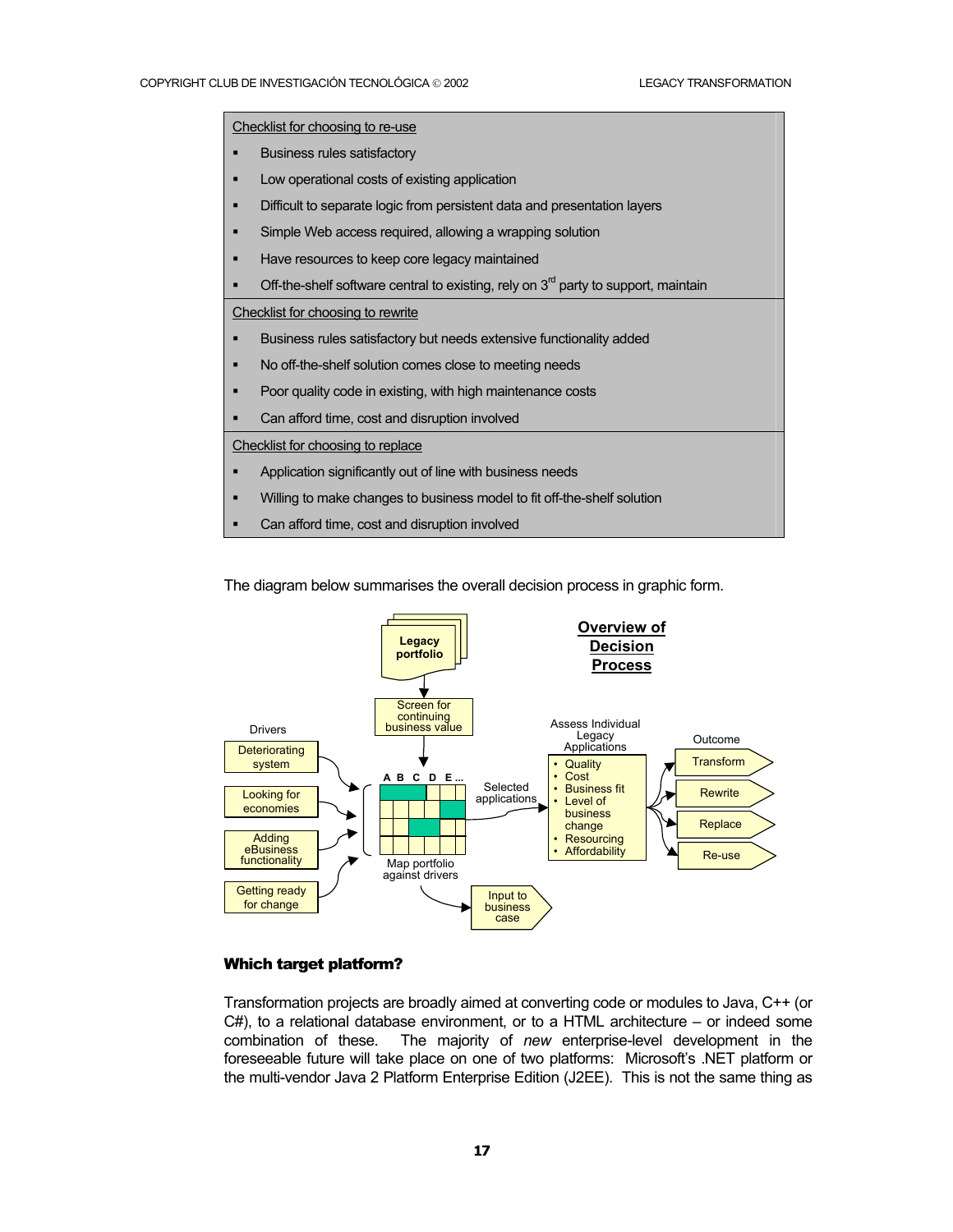Checklist for choosing to re-use

- Business rules satisfactory
- Low operational costs of existing application
- Difficult to separate logic from persistent data and presentation layers
- Simple Web access required, allowing a wrapping solution
- Have resources to keep core legacy maintained
- Off-the-shelf software central to existing, rely on 3rd party to support, maintain

Checklist for choosing to rewrite

- Business rules satisfactory but needs extensive functionality added
- No off-the-shelf solution comes close to meeting needs
- Poor quality code in existing, with high maintenance costs
- Can afford time, cost and disruption involved

Checklist for choosing to replace

- Application significantly out of line with business needs
- Willing to make changes to business model to fit off-the-shelf solution
- Can afford time, cost and disruption involved

The diagram below summarises the overall decision process in graphic form.

**Overview of Decision Process**

Legacy portfolio → Screen for continuing business value → Map portfolio against drivers (A B C D E ...) → Input to business case

Drivers:
- Deteriorating system
- Looking for economies
- Adding eBusiness functionality
- Getting ready for change

Selected applications → Assess Individual Legacy Applications:
- Quality
- Cost
- Business fit
- Level of business change
- Resourcing
- Affordability

Outcome:
- Transform
- Rewrite
- Replace
- Re-use

### Which target platform?

Transformation projects are broadly aimed at converting code or modules to Java, C++ (or C#), to a relational database environment, or to a HTML architecture – or indeed some combination of these. The majority of *new* enterprise-level development in the foreseeable future will take place on one of two platforms: Microsoft's .NET platform or the multi-vendor Java 2 Platform Enterprise Edition (J2EE). This is not the same thing as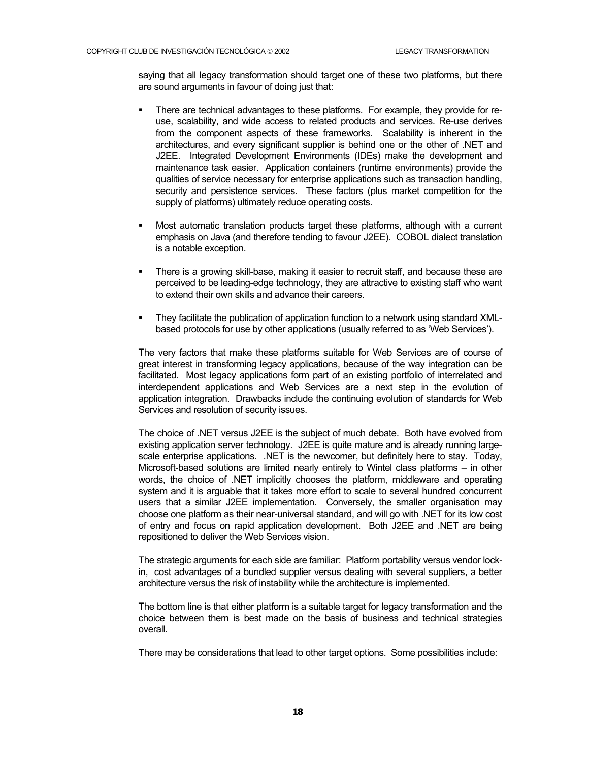saying that all legacy transformation should target one of these two platforms, but there are sound arguments in favour of doing just that:

- There are technical advantages to these platforms. For example, they provide for re-use, scalability, and wide access to related products and services. Re-use derives from the component aspects of these frameworks. Scalability is inherent in the architectures, and every significant supplier is behind one or the other of .NET and J2EE. Integrated Development Environments (IDEs) make the development and maintenance task easier. Application containers (runtime environments) provide the qualities of service necessary for enterprise applications such as transaction handling, security and persistence services. These factors (plus market competition for the supply of platforms) ultimately reduce operating costs.

- Most automatic translation products target these platforms, although with a current emphasis on Java (and therefore tending to favour J2EE). COBOL dialect translation is a notable exception.

- There is a growing skill-base, making it easier to recruit staff, and because these are perceived to be leading-edge technology, they are attractive to existing staff who want to extend their own skills and advance their careers.

- They facilitate the publication of application function to a network using standard XML-based protocols for use by other applications (usually referred to as 'Web Services').

The very factors that make these platforms suitable for Web Services are of course of great interest in transforming legacy applications, because of the way integration can be facilitated. Most legacy applications form part of an existing portfolio of interrelated and interdependent applications and Web Services are a next step in the evolution of application integration. Drawbacks include the continuing evolution of standards for Web Services and resolution of security issues.

The choice of .NET versus J2EE is the subject of much debate. Both have evolved from existing application server technology. J2EE is quite mature and is already running large-scale enterprise applications. .NET is the newcomer, but definitely here to stay. Today, Microsoft-based solutions are limited nearly entirely to Wintel class platforms – in other words, the choice of .NET implicitly chooses the platform, middleware and operating system and it is arguable that it takes more effort to scale to several hundred concurrent users that a similar J2EE implementation. Conversely, the smaller organisation may choose one platform as their near-universal standard, and will go with .NET for its low cost of entry and focus on rapid application development. Both J2EE and .NET are being repositioned to deliver the Web Services vision.

The strategic arguments for each side are familiar: Platform portability versus vendor lock-in, cost advantages of a bundled supplier versus dealing with several suppliers, a better architecture versus the risk of instability while the architecture is implemented.

The bottom line is that either platform is a suitable target for legacy transformation and the choice between them is best made on the basis of business and technical strategies overall.

There may be considerations that lead to other target options. Some possibilities include: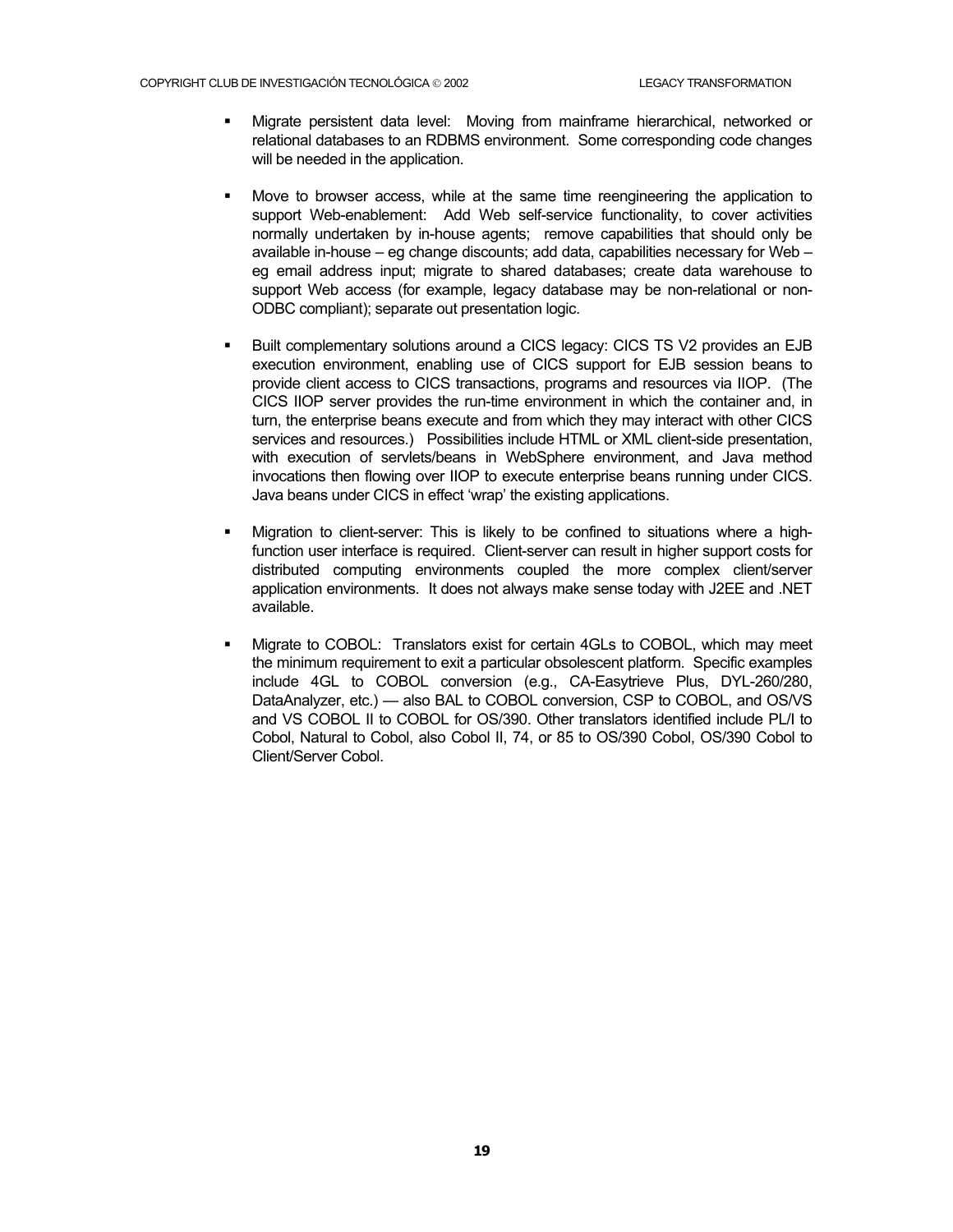- Migrate persistent data level: Moving from mainframe hierarchical, networked or relational databases to an RDBMS environment. Some corresponding code changes will be needed in the application.

- Move to browser access, while at the same time reengineering the application to support Web-enablement: Add Web self-service functionality, to cover activities normally undertaken by in-house agents; remove capabilities that should only be available in-house – eg change discounts; add data, capabilities necessary for Web – eg email address input; migrate to shared databases; create data warehouse to support Web access (for example, legacy database may be non-relational or non-ODBC compliant); separate out presentation logic.

- Built complementary solutions around a CICS legacy: CICS TS V2 provides an EJB execution environment, enabling use of CICS support for EJB session beans to provide client access to CICS transactions, programs and resources via IIOP. (The CICS IIOP server provides the run-time environment in which the container and, in turn, the enterprise beans execute and from which they may interact with other CICS services and resources.) Possibilities include HTML or XML client-side presentation, with execution of servlets/beans in WebSphere environment, and Java method invocations then flowing over IIOP to execute enterprise beans running under CICS. Java beans under CICS in effect 'wrap' the existing applications.

- Migration to client-server: This is likely to be confined to situations where a high-function user interface is required. Client-server can result in higher support costs for distributed computing environments coupled the more complex client/server application environments. It does not always make sense today with J2EE and .NET available.

- Migrate to COBOL: Translators exist for certain 4GLs to COBOL, which may meet the minimum requirement to exit a particular obsolescent platform. Specific examples include 4GL to COBOL conversion (e.g., CA-Easytrieve Plus, DYL-260/280, DataAnalyzer, etc.) — also BAL to COBOL conversion, CSP to COBOL, and OS/VS and VS COBOL II to COBOL for OS/390. Other translators identified include PL/I to Cobol, Natural to Cobol, also Cobol II, 74, or 85 to OS/390 Cobol, OS/390 Cobol to Client/Server Cobol.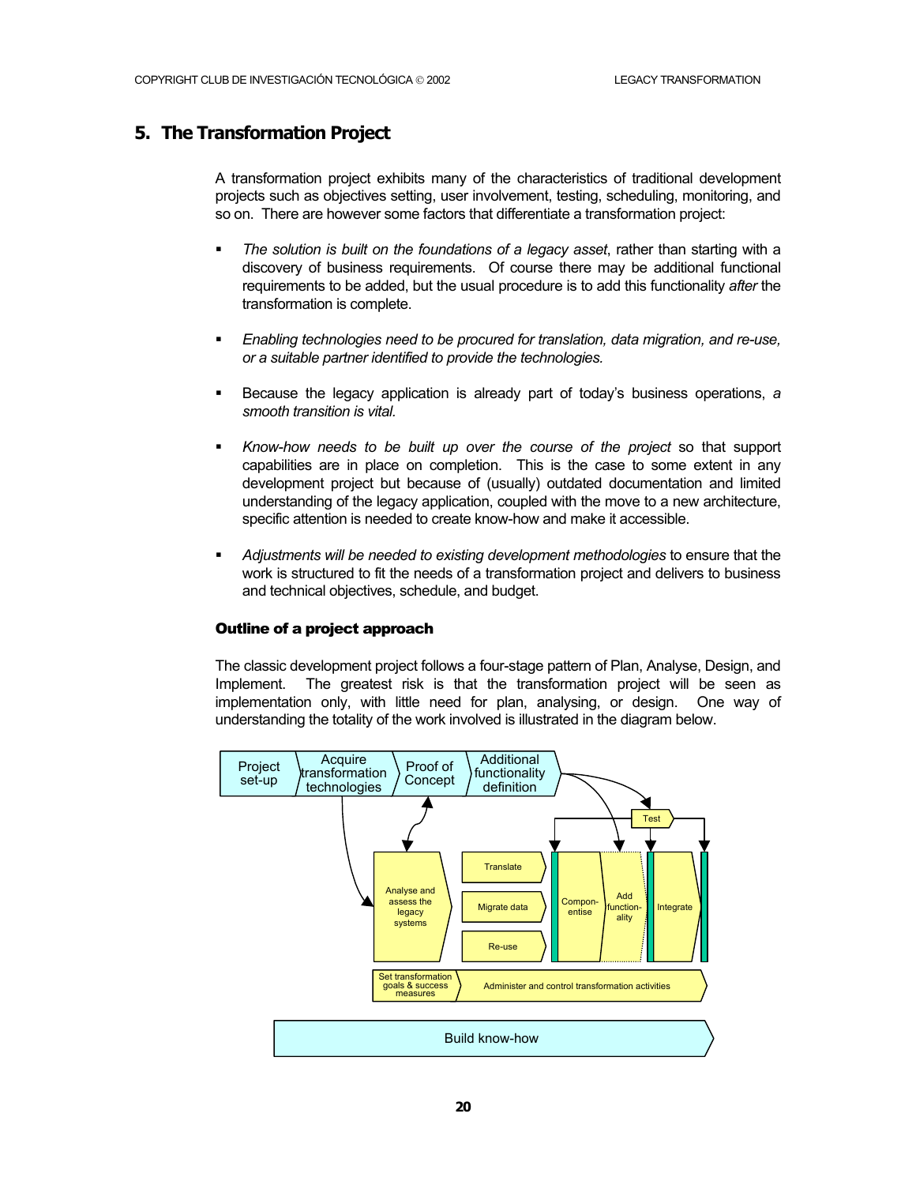## 5. The Transformation Project

A transformation project exhibits many of the characteristics of traditional development projects such as objectives setting, user involvement, testing, scheduling, monitoring, and so on. There are however some factors that differentiate a transformation project:

- *The solution is built on the foundations of a legacy asset*, rather than starting with a discovery of business requirements. Of course there may be additional functional requirements to be added, but the usual procedure is to add this functionality *after* the transformation is complete.

- *Enabling technologies need to be procured for translation, data migration, and re-use, or a suitable partner identified to provide the technologies.*

- Because the legacy application is already part of today's business operations, *a smooth transition is vital.*

- *Know-how needs to be built up over the course of the project* so that support capabilities are in place on completion. This is the case to some extent in any development project but because of (usually) outdated documentation and limited understanding of the legacy application, coupled with the move to a new architecture, specific attention is needed to create know-how and make it accessible.

- *Adjustments will be needed to existing development methodologies* to ensure that the work is structured to fit the needs of a transformation project and delivers to business and technical objectives, schedule, and budget.

### Outline of a project approach

The classic development project follows a four-stage pattern of Plan, Analyse, Design, and Implement. The greatest risk is that the transformation project will be seen as implementation only, with little need for plan, analysing, or design. One way of understanding the totality of the work involved is illustrated in the diagram below.

Project set-up | Acquire transformation technologies | Proof of Concept | Additional functionality definition

Test

Analyse and assess the legacy systems | Translate | Migrate data | Re-use | Compon-entise | Add function-ality | Integrate

Set transformation goals & success measures | Administer and control transformation activities

Build know-how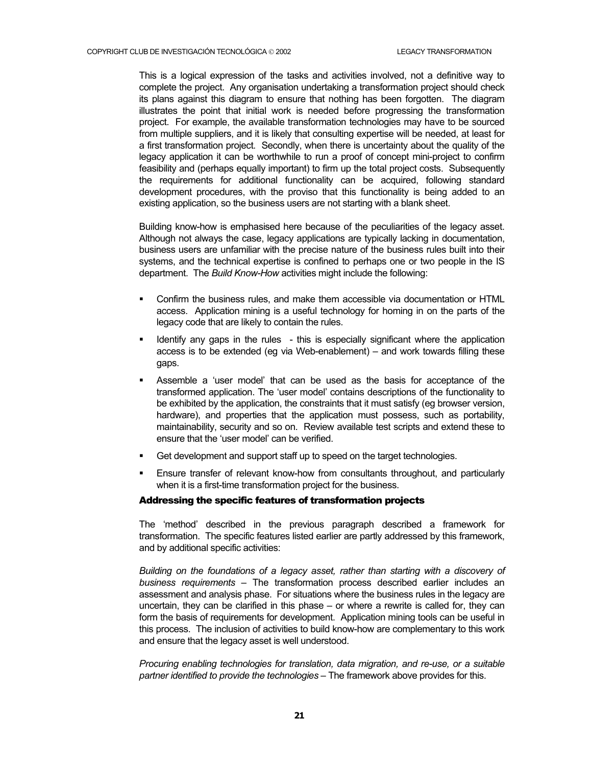This is a logical expression of the tasks and activities involved, not a definitive way to complete the project. Any organisation undertaking a transformation project should check its plans against this diagram to ensure that nothing has been forgotten. The diagram illustrates the point that initial work is needed before progressing the transformation project. For example, the available transformation technologies may have to be sourced from multiple suppliers, and it is likely that consulting expertise will be needed, at least for a first transformation project. Secondly, when there is uncertainty about the quality of the legacy application it can be worthwhile to run a proof of concept mini-project to confirm feasibility and (perhaps equally important) to firm up the total project costs. Subsequently the requirements for additional functionality can be acquired, following standard development procedures, with the proviso that this functionality is being added to an existing application, so the business users are not starting with a blank sheet.

Building know-how is emphasised here because of the peculiarities of the legacy asset. Although not always the case, legacy applications are typically lacking in documentation, business users are unfamiliar with the precise nature of the business rules built into their systems, and the technical expertise is confined to perhaps one or two people in the IS department. The *Build Know-How* activities might include the following:

- Confirm the business rules, and make them accessible via documentation or HTML access. Application mining is a useful technology for homing in on the parts of the legacy code that are likely to contain the rules.
- Identify any gaps in the rules - this is especially significant where the application access is to be extended (eg via Web-enablement) – and work towards filling these gaps.
- Assemble a 'user model' that can be used as the basis for acceptance of the transformed application. The 'user model' contains descriptions of the functionality to be exhibited by the application, the constraints that it must satisfy (eg browser version, hardware), and properties that the application must possess, such as portability, maintainability, security and so on. Review available test scripts and extend these to ensure that the 'user model' can be verified.
- Get development and support staff up to speed on the target technologies.
- Ensure transfer of relevant know-how from consultants throughout, and particularly when it is a first-time transformation project for the business.

### Addressing the specific features of transformation projects

The 'method' described in the previous paragraph described a framework for transformation. The specific features listed earlier are partly addressed by this framework, and by additional specific activities:

*Building on the foundations of a legacy asset, rather than starting with a discovery of business requirements* – The transformation process described earlier includes an assessment and analysis phase. For situations where the business rules in the legacy are uncertain, they can be clarified in this phase – or where a rewrite is called for, they can form the basis of requirements for development. Application mining tools can be useful in this process. The inclusion of activities to build know-how are complementary to this work and ensure that the legacy asset is well understood.

*Procuring enabling technologies for translation, data migration, and re-use, or a suitable partner identified to provide the technologies* – The framework above provides for this.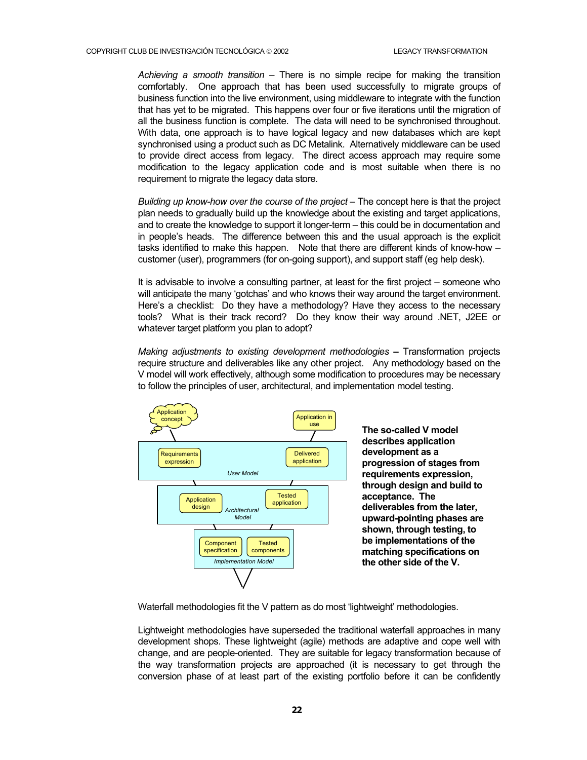*Achieving a smooth transition* – There is no simple recipe for making the transition comfortably. One approach that has been used successfully to migrate groups of business function into the live environment, using middleware to integrate with the function that has yet to be migrated. This happens over four or five iterations until the migration of all the business function is complete. The data will need to be synchronised throughout. With data, one approach is to have logical legacy and new databases which are kept synchronised using a product such as DC Metalink. Alternatively middleware can be used to provide direct access from legacy. The direct access approach may require some modification to the legacy application code and is most suitable when there is no requirement to migrate the legacy data store.

*Building up know-how over the course of the project* – The concept here is that the project plan needs to gradually build up the knowledge about the existing and target applications, and to create the knowledge to support it longer-term – this could be in documentation and in people's heads. The difference between this and the usual approach is the explicit tasks identified to make this happen. Note that there are different kinds of know-how – customer (user), programmers (for on-going support), and support staff (eg help desk).

It is advisable to involve a consulting partner, at least for the first project – someone who will anticipate the many 'gotchas' and who knows their way around the target environment. Here's a checklist: Do they have a methodology? Have they access to the necessary tools? What is their track record? Do they know their way around .NET, J2EE or whatever target platform you plan to adopt?

*Making adjustments to existing development methodologies* **–** Transformation projects require structure and deliverables like any other project. Any methodology based on the V model will work effectively, although some modification to procedures may be necessary to follow the principles of user, architectural, and implementation model testing.

Application concept

Application in use

Requirements expression

Delivered application

User Model

Application design

Tested application

Architectural Model

Component specification

Tested components

Implementation Model

**The so-called V model describes application development as a progression of stages from requirements expression, through design and build to acceptance. The deliverables from the later, upward-pointing phases are shown, through testing, to be implementations of the matching specifications on the other side of the V.**

Waterfall methodologies fit the V pattern as do most 'lightweight' methodologies.

Lightweight methodologies have superseded the traditional waterfall approaches in many development shops. These lightweight (agile) methods are adaptive and cope well with change, and are people-oriented. They are suitable for legacy transformation because of the way transformation projects are approached (it is necessary to get through the conversion phase of at least part of the existing portfolio before it can be confidently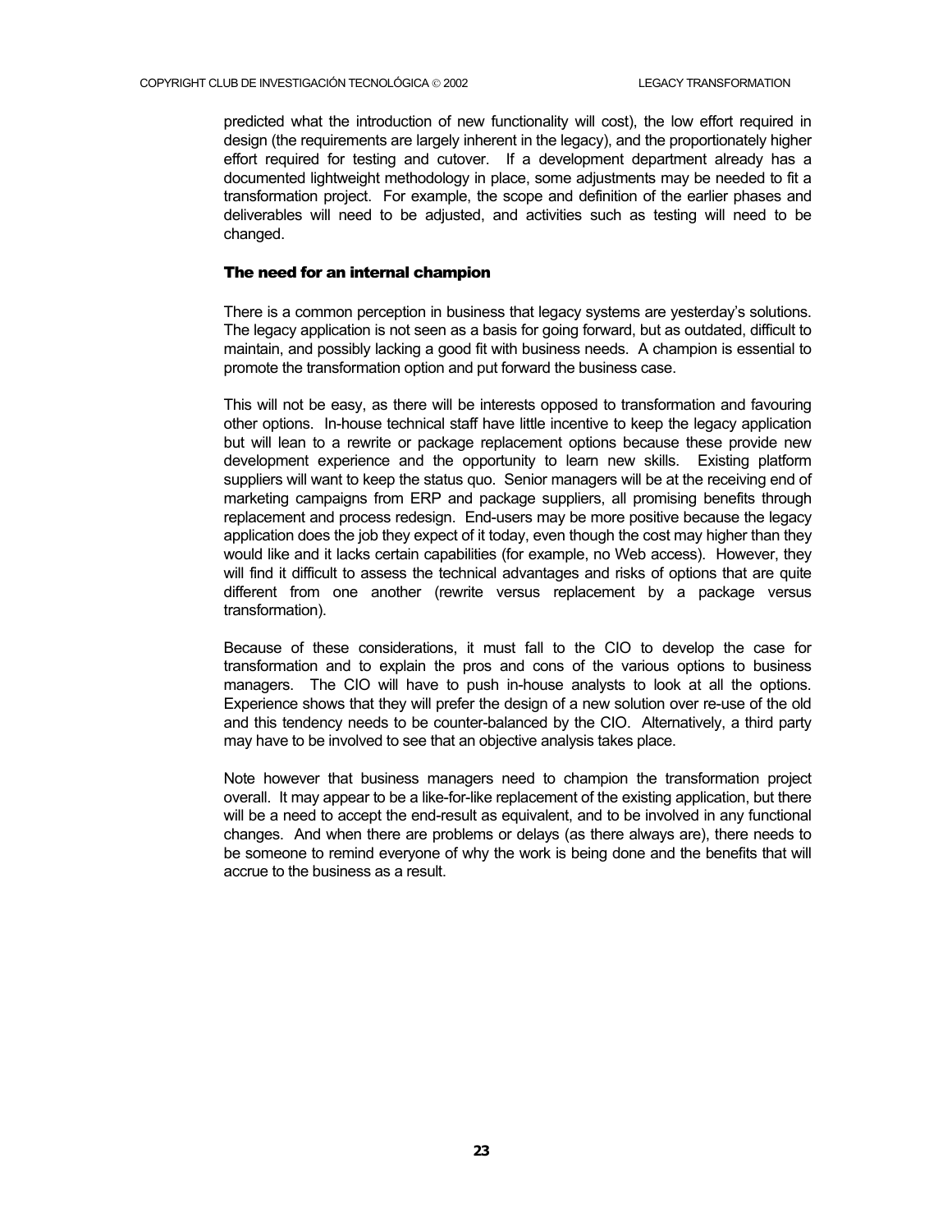predicted what the introduction of new functionality will cost), the low effort required in design (the requirements are largely inherent in the legacy), and the proportionately higher effort required for testing and cutover. If a development department already has a documented lightweight methodology in place, some adjustments may be needed to fit a transformation project. For example, the scope and definition of the earlier phases and deliverables will need to be adjusted, and activities such as testing will need to be changed.

### The need for an internal champion

There is a common perception in business that legacy systems are yesterday's solutions. The legacy application is not seen as a basis for going forward, but as outdated, difficult to maintain, and possibly lacking a good fit with business needs. A champion is essential to promote the transformation option and put forward the business case.

This will not be easy, as there will be interests opposed to transformation and favouring other options. In-house technical staff have little incentive to keep the legacy application but will lean to a rewrite or package replacement options because these provide new development experience and the opportunity to learn new skills. Existing platform suppliers will want to keep the status quo. Senior managers will be at the receiving end of marketing campaigns from ERP and package suppliers, all promising benefits through replacement and process redesign. End-users may be more positive because the legacy application does the job they expect of it today, even though the cost may higher than they would like and it lacks certain capabilities (for example, no Web access). However, they will find it difficult to assess the technical advantages and risks of options that are quite different from one another (rewrite versus replacement by a package versus transformation).

Because of these considerations, it must fall to the CIO to develop the case for transformation and to explain the pros and cons of the various options to business managers. The CIO will have to push in-house analysts to look at all the options. Experience shows that they will prefer the design of a new solution over re-use of the old and this tendency needs to be counter-balanced by the CIO. Alternatively, a third party may have to be involved to see that an objective analysis takes place.

Note however that business managers need to champion the transformation project overall. It may appear to be a like-for-like replacement of the existing application, but there will be a need to accept the end-result as equivalent, and to be involved in any functional changes. And when there are problems or delays (as there always are), there needs to be someone to remind everyone of why the work is being done and the benefits that will accrue to the business as a result.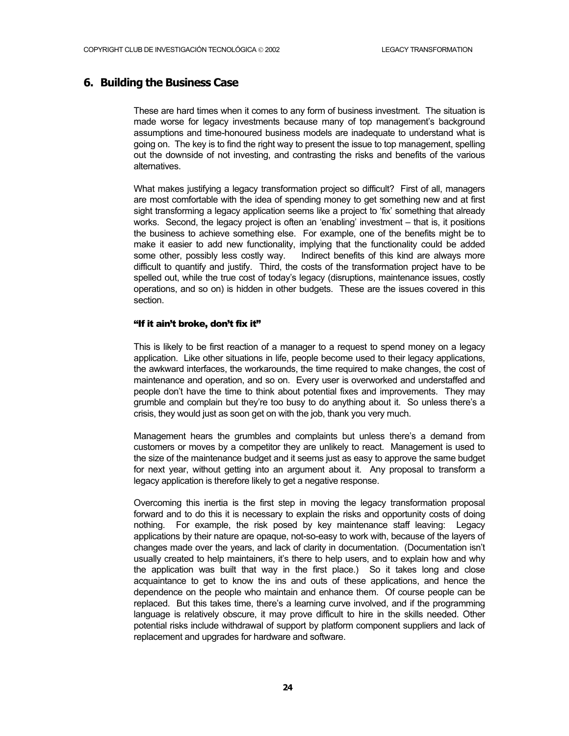## 6. Building the Business Case

These are hard times when it comes to any form of business investment. The situation is made worse for legacy investments because many of top management's background assumptions and time-honoured business models are inadequate to understand what is going on. The key is to find the right way to present the issue to top management, spelling out the downside of not investing, and contrasting the risks and benefits of the various alternatives.

What makes justifying a legacy transformation project so difficult? First of all, managers are most comfortable with the idea of spending money to get something new and at first sight transforming a legacy application seems like a project to 'fix' something that already works. Second, the legacy project is often an 'enabling' investment – that is, it positions the business to achieve something else. For example, one of the benefits might be to make it easier to add new functionality, implying that the functionality could be added some other, possibly less costly way. Indirect benefits of this kind are always more difficult to quantify and justify. Third, the costs of the transformation project have to be spelled out, while the true cost of today's legacy (disruptions, maintenance issues, costly operations, and so on) is hidden in other budgets. These are the issues covered in this section.

#### "If it ain't broke, don't fix it"

This is likely to be first reaction of a manager to a request to spend money on a legacy application. Like other situations in life, people become used to their legacy applications, the awkward interfaces, the workarounds, the time required to make changes, the cost of maintenance and operation, and so on. Every user is overworked and understaffed and people don't have the time to think about potential fixes and improvements. They may grumble and complain but they're too busy to do anything about it. So unless there's a crisis, they would just as soon get on with the job, thank you very much.

Management hears the grumbles and complaints but unless there's a demand from customers or moves by a competitor they are unlikely to react. Management is used to the size of the maintenance budget and it seems just as easy to approve the same budget for next year, without getting into an argument about it. Any proposal to transform a legacy application is therefore likely to get a negative response.

Overcoming this inertia is the first step in moving the legacy transformation proposal forward and to do this it is necessary to explain the risks and opportunity costs of doing nothing. For example, the risk posed by key maintenance staff leaving: Legacy applications by their nature are opaque, not-so-easy to work with, because of the layers of changes made over the years, and lack of clarity in documentation. (Documentation isn't usually created to help maintainers, it's there to help users, and to explain how and why the application was built that way in the first place.) So it takes long and close acquaintance to get to know the ins and outs of these applications, and hence the dependence on the people who maintain and enhance them. Of course people can be replaced. But this takes time, there's a learning curve involved, and if the programming language is relatively obscure, it may prove difficult to hire in the skills needed. Other potential risks include withdrawal of support by platform component suppliers and lack of replacement and upgrades for hardware and software.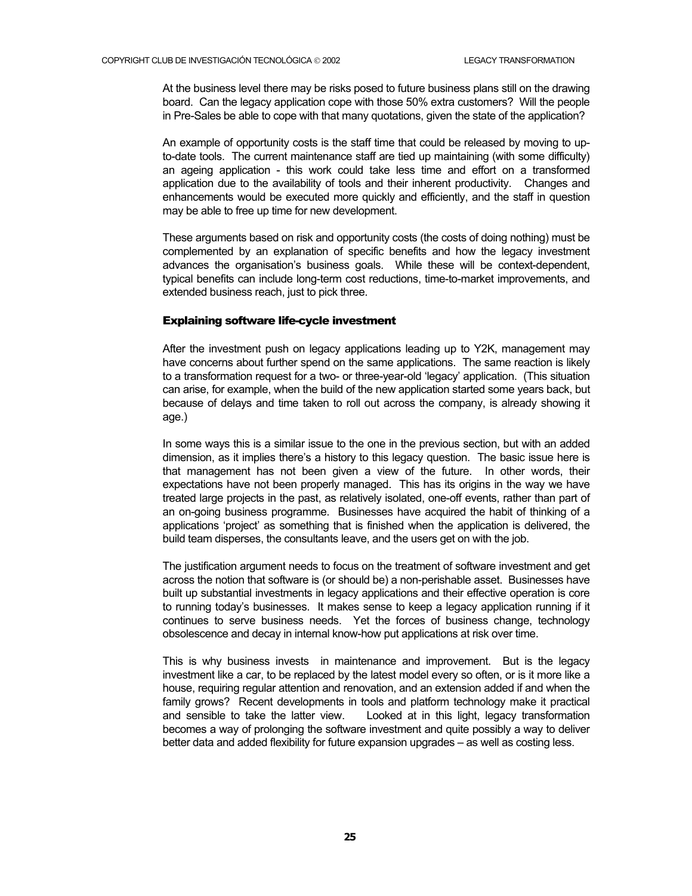At the business level there may be risks posed to future business plans still on the drawing board. Can the legacy application cope with those 50% extra customers? Will the people in Pre-Sales be able to cope with that many quotations, given the state of the application?

An example of opportunity costs is the staff time that could be released by moving to up-to-date tools. The current maintenance staff are tied up maintaining (with some difficulty) an ageing application - this work could take less time and effort on a transformed application due to the availability of tools and their inherent productivity. Changes and enhancements would be executed more quickly and efficiently, and the staff in question may be able to free up time for new development.

These arguments based on risk and opportunity costs (the costs of doing nothing) must be complemented by an explanation of specific benefits and how the legacy investment advances the organisation's business goals. While these will be context-dependent, typical benefits can include long-term cost reductions, time-to-market improvements, and extended business reach, just to pick three.

### Explaining software life-cycle investment

After the investment push on legacy applications leading up to Y2K, management may have concerns about further spend on the same applications. The same reaction is likely to a transformation request for a two- or three-year-old 'legacy' application. (This situation can arise, for example, when the build of the new application started some years back, but because of delays and time taken to roll out across the company, is already showing it age.)

In some ways this is a similar issue to the one in the previous section, but with an added dimension, as it implies there's a history to this legacy question. The basic issue here is that management has not been given a view of the future. In other words, their expectations have not been properly managed. This has its origins in the way we have treated large projects in the past, as relatively isolated, one-off events, rather than part of an on-going business programme. Businesses have acquired the habit of thinking of a applications 'project' as something that is finished when the application is delivered, the build team disperses, the consultants leave, and the users get on with the job.

The justification argument needs to focus on the treatment of software investment and get across the notion that software is (or should be) a non-perishable asset. Businesses have built up substantial investments in legacy applications and their effective operation is core to running today's businesses. It makes sense to keep a legacy application running if it continues to serve business needs. Yet the forces of business change, technology obsolescence and decay in internal know-how put applications at risk over time.

This is why business invests in maintenance and improvement. But is the legacy investment like a car, to be replaced by the latest model every so often, or is it more like a house, requiring regular attention and renovation, and an extension added if and when the family grows? Recent developments in tools and platform technology make it practical and sensible to take the latter view. Looked at in this light, legacy transformation becomes a way of prolonging the software investment and quite possibly a way to deliver better data and added flexibility for future expansion upgrades – as well as costing less.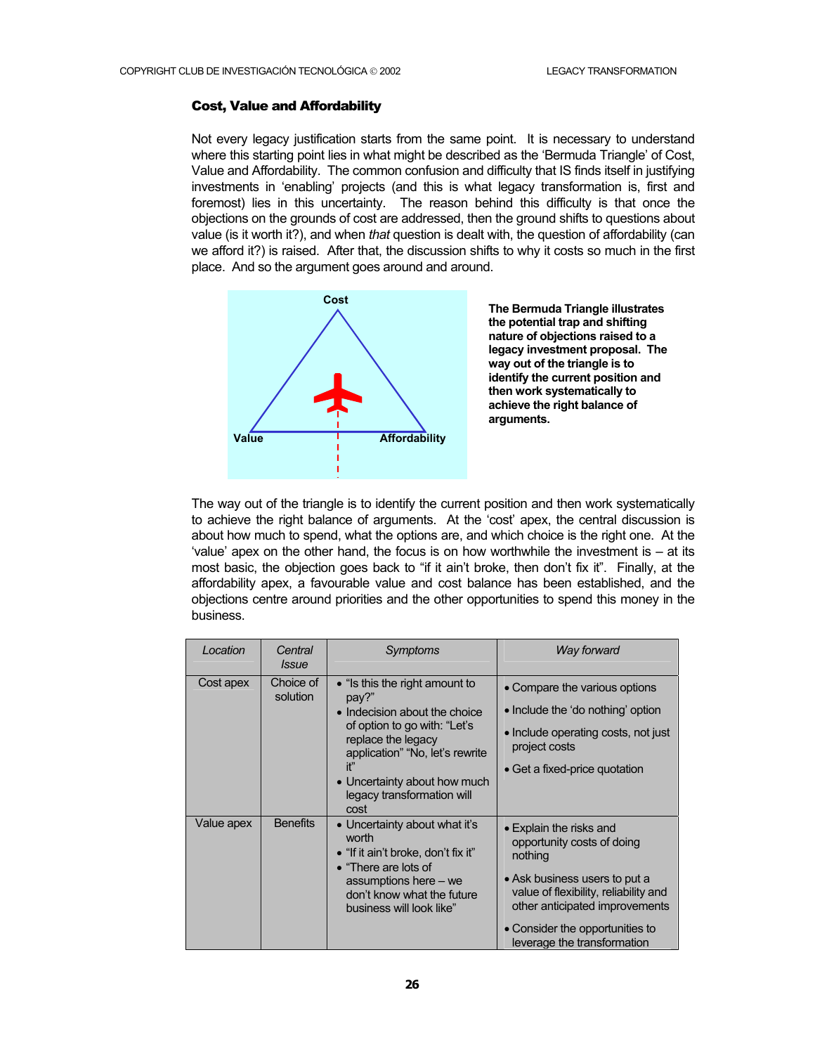### Cost, Value and Affordability

Not every legacy justification starts from the same point. It is necessary to understand where this starting point lies in what might be described as the 'Bermuda Triangle' of Cost, Value and Affordability. The common confusion and difficulty that IS finds itself in justifying investments in 'enabling' projects (and this is what legacy transformation is, first and foremost) lies in this uncertainty. The reason behind this difficulty is that once the objections on the grounds of cost are addressed, then the ground shifts to questions about value (is it worth it?), and when *that* question is dealt with, the question of affordability (can we afford it?) is raised. After that, the discussion shifts to why it costs so much in the first place. And so the argument goes around and around.

**The Bermuda Triangle illustrates the potential trap and shifting nature of objections raised to a legacy investment proposal. The way out of the triangle is to identify the current position and then work systematically to achieve the right balance of arguments.**

The way out of the triangle is to identify the current position and then work systematically to achieve the right balance of arguments. At the 'cost' apex, the central discussion is about how much to spend, what the options are, and which choice is the right one. At the 'value' apex on the other hand, the focus is on how worthwhile the investment is – at its most basic, the objection goes back to "if it ain't broke, then don't fix it". Finally, at the affordability apex, a favourable value and cost balance has been established, and the objections centre around priorities and the other opportunities to spend this money in the business.

| *Location* | *Central Issue* | *Symptoms* | *Way forward* |
|---|---|---|---|
| Cost apex | Choice of solution | • "Is this the right amount to pay?"<br>• Indecision about the choice of option to go with: "Let's replace the legacy application" "No, let's rewrite it"<br>• Uncertainty about how much legacy transformation will cost | • Compare the various options<br>• Include the 'do nothing' option<br>• Include operating costs, not just project costs<br>• Get a fixed-price quotation |
| Value apex | Benefits | • Uncertainty about what it's worth<br>• "If it ain't broke, don't fix it"<br>• "There are lots of assumptions here – we don't know what the future business will look like" | • Explain the risks and opportunity costs of doing nothing<br>• Ask business users to put a value of flexibility, reliability and other anticipated improvements<br>• Consider the opportunities to leverage the transformation |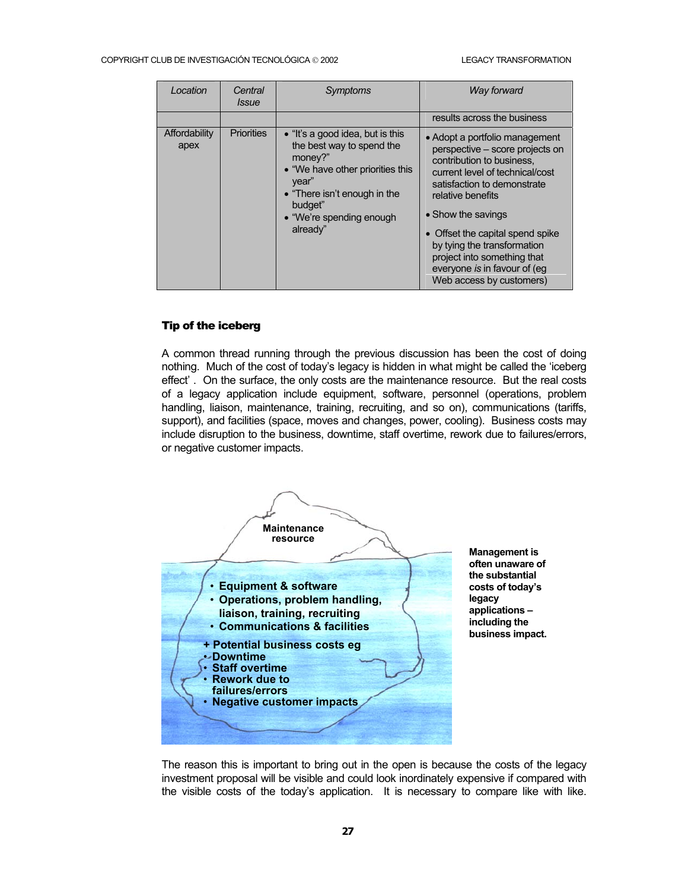| Location | Central Issue | Symptoms | Way forward |
|---|---|---|---|
| | | | results across the business |
| Affordability apex | Priorities | • "It's a good idea, but is this the best way to spend the money?"<br>• "We have other priorities this year"<br>• "There isn't enough in the budget"<br>• "We're spending enough already" | • Adopt a portfolio management perspective – score projects on contribution to business, current level of technical/cost satisfaction to demonstrate relative benefits<br>• Show the savings<br>• Offset the capital spend spike by tying the transformation project into something that everyone *is* in favour of (eg Web access by customers) |

### Tip of the iceberg

A common thread running through the previous discussion has been the cost of doing nothing. Much of the cost of today's legacy is hidden in what might be called the 'iceberg effect'. On the surface, the only costs are the maintenance resource. But the real costs of a legacy application include equipment, software, personnel (operations, problem handling, liaison, maintenance, training, recruiting, and so on), communications (tariffs, support), and facilities (space, moves and changes, power, cooling). Business costs may include disruption to the business, downtime, staff overtime, rework due to failures/errors, or negative customer impacts.

**Maintenance resource**

- **Equipment & software**
- **Operations, problem handling, liaison, training, recruiting**
- **Communications & facilities**

**+ Potential business costs eg**

- **Downtime**
- **Staff overtime**
- **Rework due to failures/errors**
- **Negative customer impacts**

**Management is often unaware of the substantial costs of today's legacy applications – including the business impact.**

The reason this is important to bring out in the open is because the costs of the legacy investment proposal will be visible and could look inordinately expensive if compared with the visible costs of the today's application. It is necessary to compare like with like.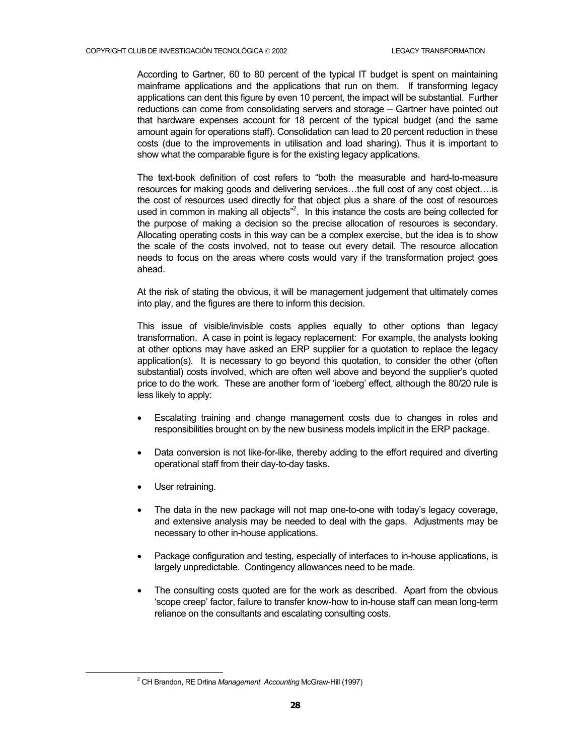According to Gartner, 60 to 80 percent of the typical IT budget is spent on maintaining mainframe applications and the applications that run on them. If transforming legacy applications can dent this figure by even 10 percent, the impact will be substantial. Further reductions can come from consolidating servers and storage – Gartner have pointed out that hardware expenses account for 18 percent of the typical budget (and the same amount again for operations staff). Consolidation can lead to 20 percent reduction in these costs (due to the improvements in utilisation and load sharing). Thus it is important to show what the comparable figure is for the existing legacy applications.

The text-book definition of cost refers to "both the measurable and hard-to-measure resources for making goods and delivering services…the full cost of any cost object….is the cost of resources used directly for that object plus a share of the cost of resources used in common in making all objects"[2]. In this instance the costs are being collected for the purpose of making a decision so the precise allocation of resources is secondary. Allocating operating costs in this way can be a complex exercise, but the idea is to show the scale of the costs involved, not to tease out every detail. The resource allocation needs to focus on the areas where costs would vary if the transformation project goes ahead.

At the risk of stating the obvious, it will be management judgement that ultimately comes into play, and the figures are there to inform this decision.

This issue of visible/invisible costs applies equally to other options than legacy transformation. A case in point is legacy replacement: For example, the analysts looking at other options may have asked an ERP supplier for a quotation to replace the legacy application(s). It is necessary to go beyond this quotation, to consider the other (often substantial) costs involved, which are often well above and beyond the supplier's quoted price to do the work. These are another form of 'iceberg' effect, although the 80/20 rule is less likely to apply:

- Escalating training and change management costs due to changes in roles and responsibilities brought on by the new business models implicit in the ERP package.
- Data conversion is not like-for-like, thereby adding to the effort required and diverting operational staff from their day-to-day tasks.
- User retraining.
- The data in the new package will not map one-to-one with today's legacy coverage, and extensive analysis may be needed to deal with the gaps. Adjustments may be necessary to other in-house applications.
- Package configuration and testing, especially of interfaces to in-house applications, is largely unpredictable. Contingency allowances need to be made.
- The consulting costs quoted are for the work as described. Apart from the obvious 'scope creep' factor, failure to transfer know-how to in-house staff can mean long-term reliance on the consultants and escalating consulting costs.

[2] CH Brandon, RE Drtina *Management Accounting* McGraw-Hill (1997)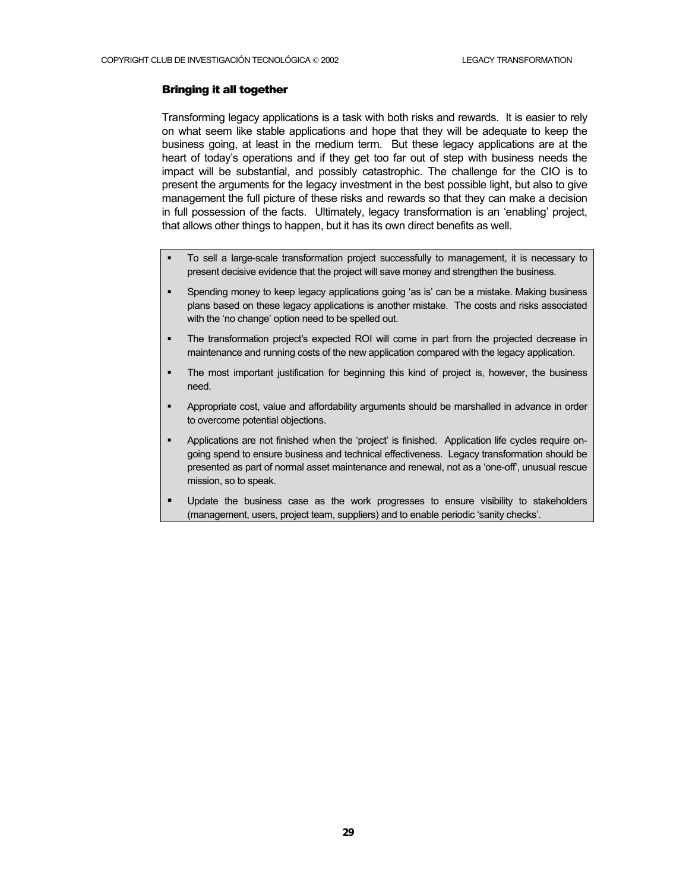## Bringing it all together

Transforming legacy applications is a task with both risks and rewards. It is easier to rely on what seem like stable applications and hope that they will be adequate to keep the business going, at least in the medium term. But these legacy applications are at the heart of today's operations and if they get too far out of step with business needs the impact will be substantial, and possibly catastrophic. The challenge for the CIO is to present the arguments for the legacy investment in the best possible light, but also to give management the full picture of these risks and rewards so that they can make a decision in full possession of the facts. Ultimately, legacy transformation is an 'enabling' project, that allows other things to happen, but it has its own direct benefits as well.

- To sell a large-scale transformation project successfully to management, it is necessary to present decisive evidence that the project will save money and strengthen the business.
- Spending money to keep legacy applications going 'as is' can be a mistake. Making business plans based on these legacy applications is another mistake. The costs and risks associated with the 'no change' option need to be spelled out.
- The transformation project's expected ROI will come in part from the projected decrease in maintenance and running costs of the new application compared with the legacy application.
- The most important justification for beginning this kind of project is, however, the business need.
- Appropriate cost, value and affordability arguments should be marshalled in advance in order to overcome potential objections.
- Applications are not finished when the 'project' is finished. Application life cycles require on-going spend to ensure business and technical effectiveness. Legacy transformation should be presented as part of normal asset maintenance and renewal, not as a 'one-off', unusual rescue mission, so to speak.
- Update the business case as the work progresses to ensure visibility to stakeholders (management, users, project team, suppliers) and to enable periodic 'sanity checks'.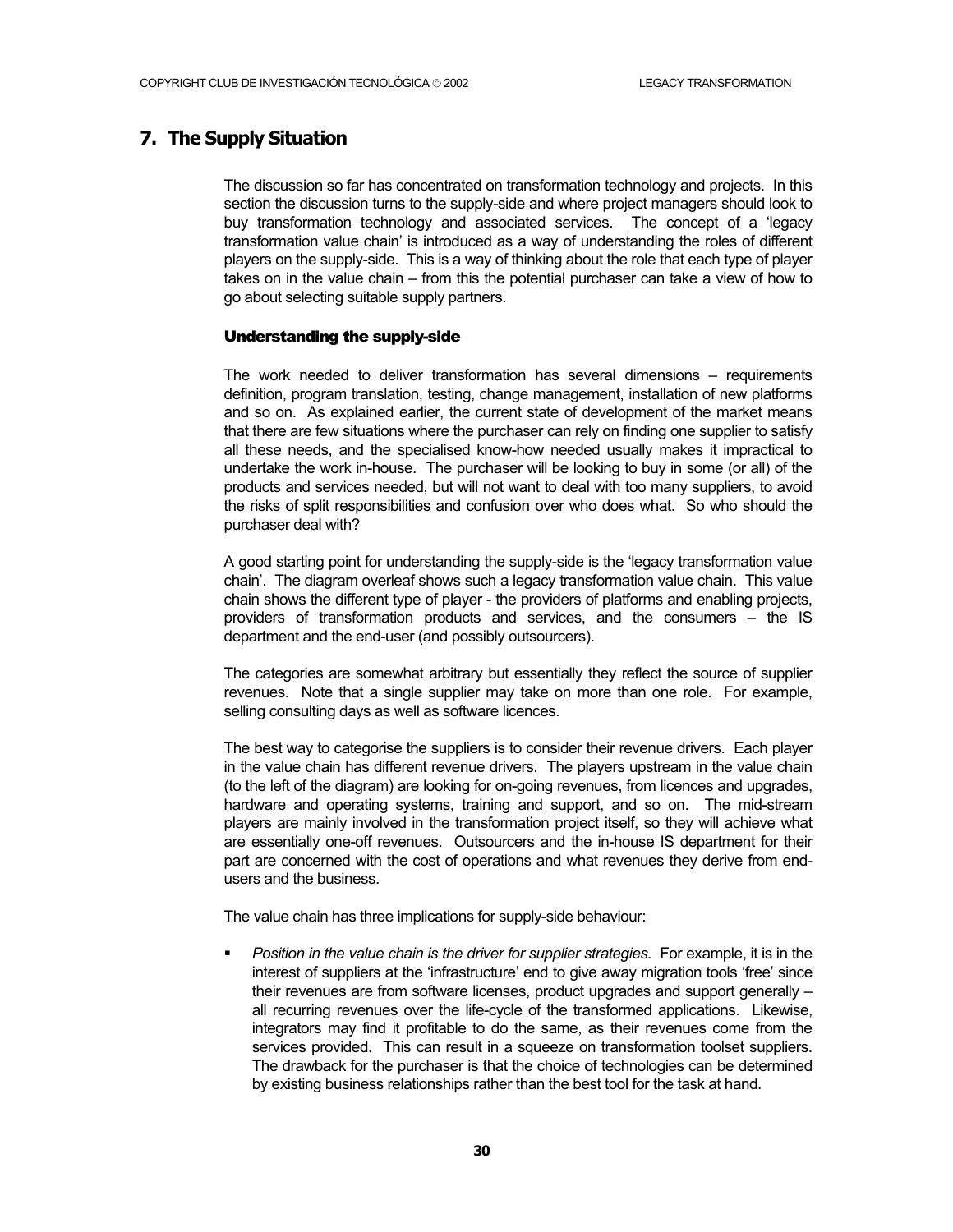## 7. The Supply Situation

The discussion so far has concentrated on transformation technology and projects. In this section the discussion turns to the supply-side and where project managers should look to buy transformation technology and associated services. The concept of a 'legacy transformation value chain' is introduced as a way of understanding the roles of different players on the supply-side. This is a way of thinking about the role that each type of player takes on in the value chain – from this the potential purchaser can take a view of how to go about selecting suitable supply partners.

### Understanding the supply-side

The work needed to deliver transformation has several dimensions – requirements definition, program translation, testing, change management, installation of new platforms and so on. As explained earlier, the current state of development of the market means that there are few situations where the purchaser can rely on finding one supplier to satisfy all these needs, and the specialised know-how needed usually makes it impractical to undertake the work in-house. The purchaser will be looking to buy in some (or all) of the products and services needed, but will not want to deal with too many suppliers, to avoid the risks of split responsibilities and confusion over who does what. So who should the purchaser deal with?

A good starting point for understanding the supply-side is the 'legacy transformation value chain'. The diagram overleaf shows such a legacy transformation value chain. This value chain shows the different type of player - the providers of platforms and enabling projects, providers of transformation products and services, and the consumers – the IS department and the end-user (and possibly outsourcers).

The categories are somewhat arbitrary but essentially they reflect the source of supplier revenues. Note that a single supplier may take on more than one role. For example, selling consulting days as well as software licences.

The best way to categorise the suppliers is to consider their revenue drivers. Each player in the value chain has different revenue drivers. The players upstream in the value chain (to the left of the diagram) are looking for on-going revenues, from licences and upgrades, hardware and operating systems, training and support, and so on. The mid-stream players are mainly involved in the transformation project itself, so they will achieve what are essentially one-off revenues. Outsourcers and the in-house IS department for their part are concerned with the cost of operations and what revenues they derive from end-users and the business.

The value chain has three implications for supply-side behaviour:

- *Position in the value chain is the driver for supplier strategies.* For example, it is in the interest of suppliers at the 'infrastructure' end to give away migration tools 'free' since their revenues are from software licenses, product upgrades and support generally – all recurring revenues over the life-cycle of the transformed applications. Likewise, integrators may find it profitable to do the same, as their revenues come from the services provided. This can result in a squeeze on transformation toolset suppliers. The drawback for the purchaser is that the choice of technologies can be determined by existing business relationships rather than the best tool for the task at hand.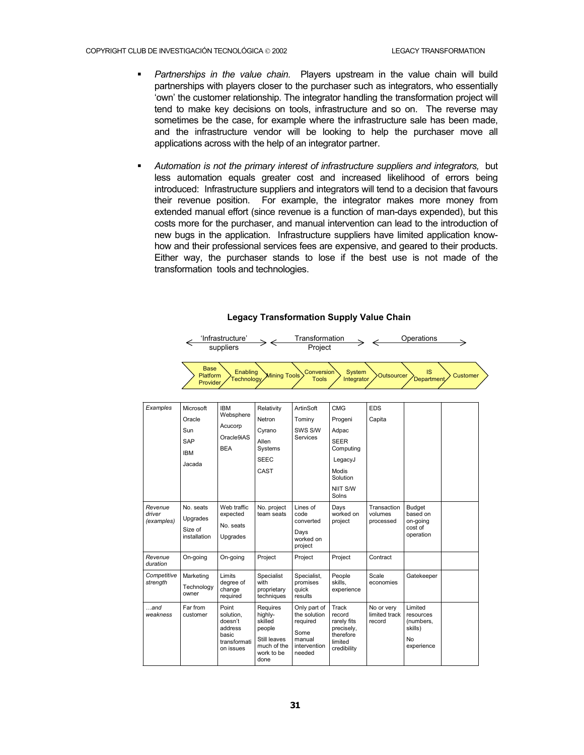- *Partnerships in the value chain.* Players upstream in the value chain will build partnerships with players closer to the purchaser such as integrators, who essentially 'own' the customer relationship. The integrator handling the transformation project will tend to make key decisions on tools, infrastructure and so on. The reverse may sometimes be the case, for example where the infrastructure sale has been made, and the infrastructure vendor will be looking to help the purchaser move all applications across with the help of an integrator partner.

- *Automation is not the primary interest of infrastructure suppliers and integrators,* but less automation equals greater cost and increased likelihood of errors being introduced: Infrastructure suppliers and integrators will tend to a decision that favours their revenue position. For example, the integrator makes more money from extended manual effort (since revenue is a function of man-days expended), but this costs more for the purchaser, and manual intervention can lead to the introduction of new bugs in the application. Infrastructure suppliers have limited application know-how and their professional services fees are expensive, and geared to their products. Either way, the purchaser stands to lose if the best use is not made of the transformation tools and technologies.

**Legacy Transformation Supply Value Chain**

←'Infrastructure' suppliers→ ←Transformation Project→ ←Operations→

Base Platform Provider → Enabling Technology → Mining Tools → Conversion Tools → System Integrator → Outsourcer → IS Department → Customer

| | Base Platform Provider | Enabling Technology | Mining Tools | Conversion Tools | System Integrator | Outsourcer | IS Department | Customer |
|---|---|---|---|---|---|---|---|---|
| *Examples* | Microsoft<br>Oracle<br>Sun<br>SAP<br>IBM<br>Jacada | IBM Websphere<br>Acucorp<br>Oracle9iAS<br>BEA | Relativity<br>Netron<br>Cyrano<br>Allen Systems<br>SEEC<br>CAST | ArtinSoft<br>Tominy<br>SWS S/W Services | CMG<br>Progeni<br>Adpac<br>SEER Computing<br>LegacyJ<br>Modis Solution<br>NIIT S/W Solns | EDS<br>Capita | | |
| *Revenue driver (examples)* | No. seats<br>Upgrades<br>Size of installation | Web traffic expected<br>No. seats<br>Upgrades | No. project team seats | Lines of code converted<br>Days worked on project | Days worked on project | Transaction volumes processed | Budget based on on-going cost of operation | |
| *Revenue duration* | On-going | On-going | Project | Project | Project | Contract | | |
| *Competitive strength* | Marketing<br>Technology owner | Limits degree of change required | Specialist with proprietary techniques | Specialist, promises quick results | People skills, experience | Scale economies | Gatekeeper | |
| *…and weakness* | Far from customer | Point solution, doesn't address basic transformation issues | Requires highly-skilled people<br>Still leaves much of the work to be done | Only part of the solution required<br>Some manual intervention needed | Track record rarely fits precisely, therefore limited credibility | No or very limited track record | Limited resources (numbers, skills)<br>No experience | |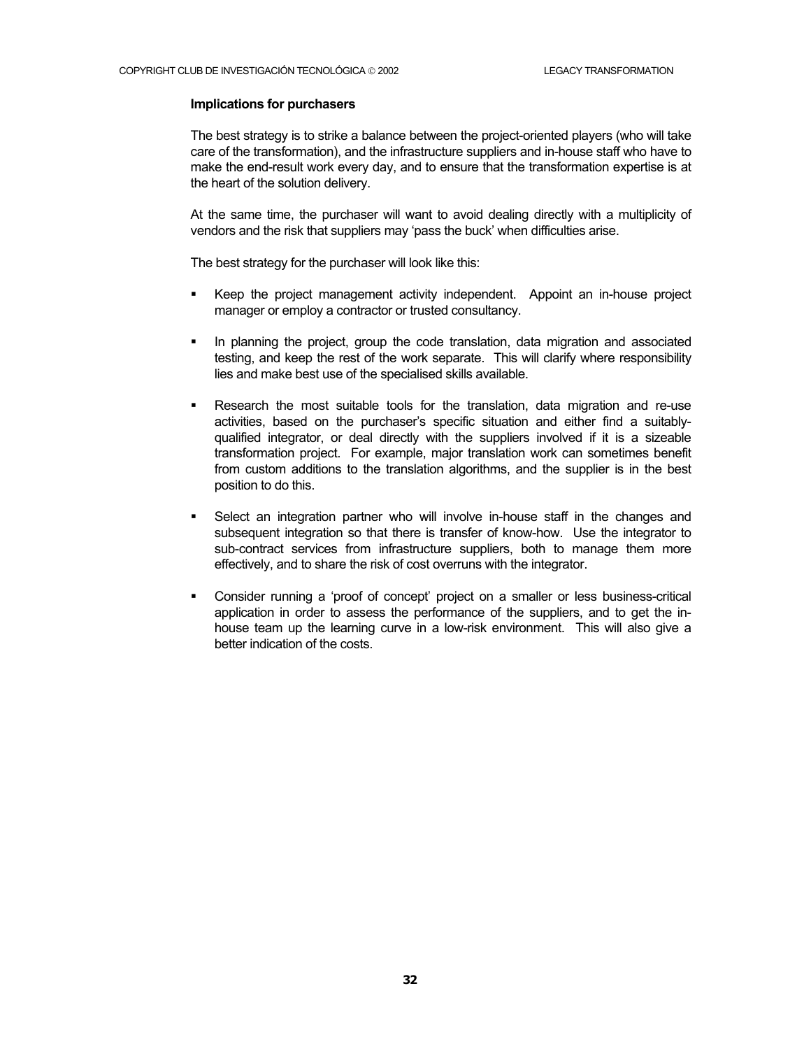### Implications for purchasers

The best strategy is to strike a balance between the project-oriented players (who will take care of the transformation), and the infrastructure suppliers and in-house staff who have to make the end-result work every day, and to ensure that the transformation expertise is at the heart of the solution delivery.

At the same time, the purchaser will want to avoid dealing directly with a multiplicity of vendors and the risk that suppliers may 'pass the buck' when difficulties arise.

The best strategy for the purchaser will look like this:

- Keep the project management activity independent. Appoint an in-house project manager or employ a contractor or trusted consultancy.
- In planning the project, group the code translation, data migration and associated testing, and keep the rest of the work separate. This will clarify where responsibility lies and make best use of the specialised skills available.
- Research the most suitable tools for the translation, data migration and re-use activities, based on the purchaser's specific situation and either find a suitably-qualified integrator, or deal directly with the suppliers involved if it is a sizeable transformation project. For example, major translation work can sometimes benefit from custom additions to the translation algorithms, and the supplier is in the best position to do this.
- Select an integration partner who will involve in-house staff in the changes and subsequent integration so that there is transfer of know-how. Use the integrator to sub-contract services from infrastructure suppliers, both to manage them more effectively, and to share the risk of cost overruns with the integrator.
- Consider running a 'proof of concept' project on a smaller or less business-critical application in order to assess the performance of the suppliers, and to get the in-house team up the learning curve in a low-risk environment. This will also give a better indication of the costs.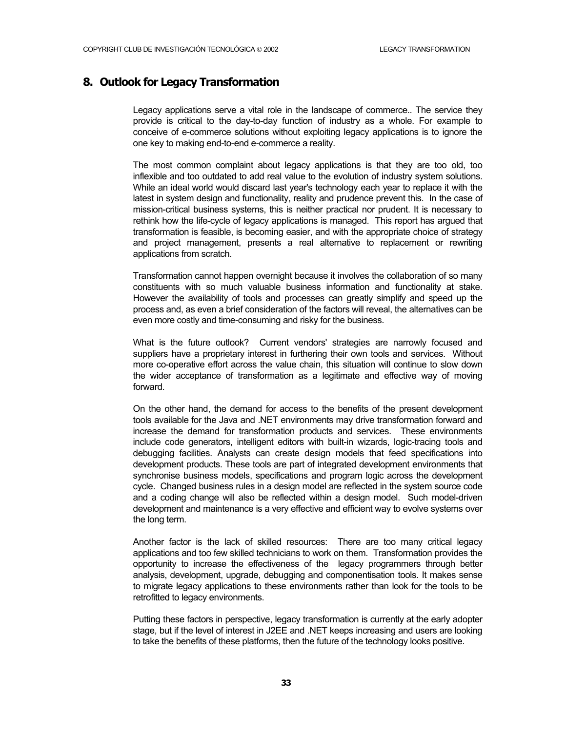## 8. Outlook for Legacy Transformation

Legacy applications serve a vital role in the landscape of commerce.. The service they provide is critical to the day-to-day function of industry as a whole. For example to conceive of e-commerce solutions without exploiting legacy applications is to ignore the one key to making end-to-end e-commerce a reality.

The most common complaint about legacy applications is that they are too old, too inflexible and too outdated to add real value to the evolution of industry system solutions. While an ideal world would discard last year's technology each year to replace it with the latest in system design and functionality, reality and prudence prevent this. In the case of mission-critical business systems, this is neither practical nor prudent. It is necessary to rethink how the life-cycle of legacy applications is managed. This report has argued that transformation is feasible, is becoming easier, and with the appropriate choice of strategy and project management, presents a real alternative to replacement or rewriting applications from scratch.

Transformation cannot happen overnight because it involves the collaboration of so many constituents with so much valuable business information and functionality at stake. However the availability of tools and processes can greatly simplify and speed up the process and, as even a brief consideration of the factors will reveal, the alternatives can be even more costly and time-consuming and risky for the business.

What is the future outlook? Current vendors' strategies are narrowly focused and suppliers have a proprietary interest in furthering their own tools and services. Without more co-operative effort across the value chain, this situation will continue to slow down the wider acceptance of transformation as a legitimate and effective way of moving forward.

On the other hand, the demand for access to the benefits of the present development tools available for the Java and .NET environments may drive transformation forward and increase the demand for transformation products and services. These environments include code generators, intelligent editors with built-in wizards, logic-tracing tools and debugging facilities. Analysts can create design models that feed specifications into development products. These tools are part of integrated development environments that synchronise business models, specifications and program logic across the development cycle. Changed business rules in a design model are reflected in the system source code and a coding change will also be reflected within a design model. Such model-driven development and maintenance is a very effective and efficient way to evolve systems over the long term.

Another factor is the lack of skilled resources: There are too many critical legacy applications and too few skilled technicians to work on them. Transformation provides the opportunity to increase the effectiveness of the legacy programmers through better analysis, development, upgrade, debugging and componentisation tools. It makes sense to migrate legacy applications to these environments rather than look for the tools to be retrofitted to legacy environments.

Putting these factors in perspective, legacy transformation is currently at the early adopter stage, but if the level of interest in J2EE and .NET keeps increasing and users are looking to take the benefits of these platforms, then the future of the technology looks positive.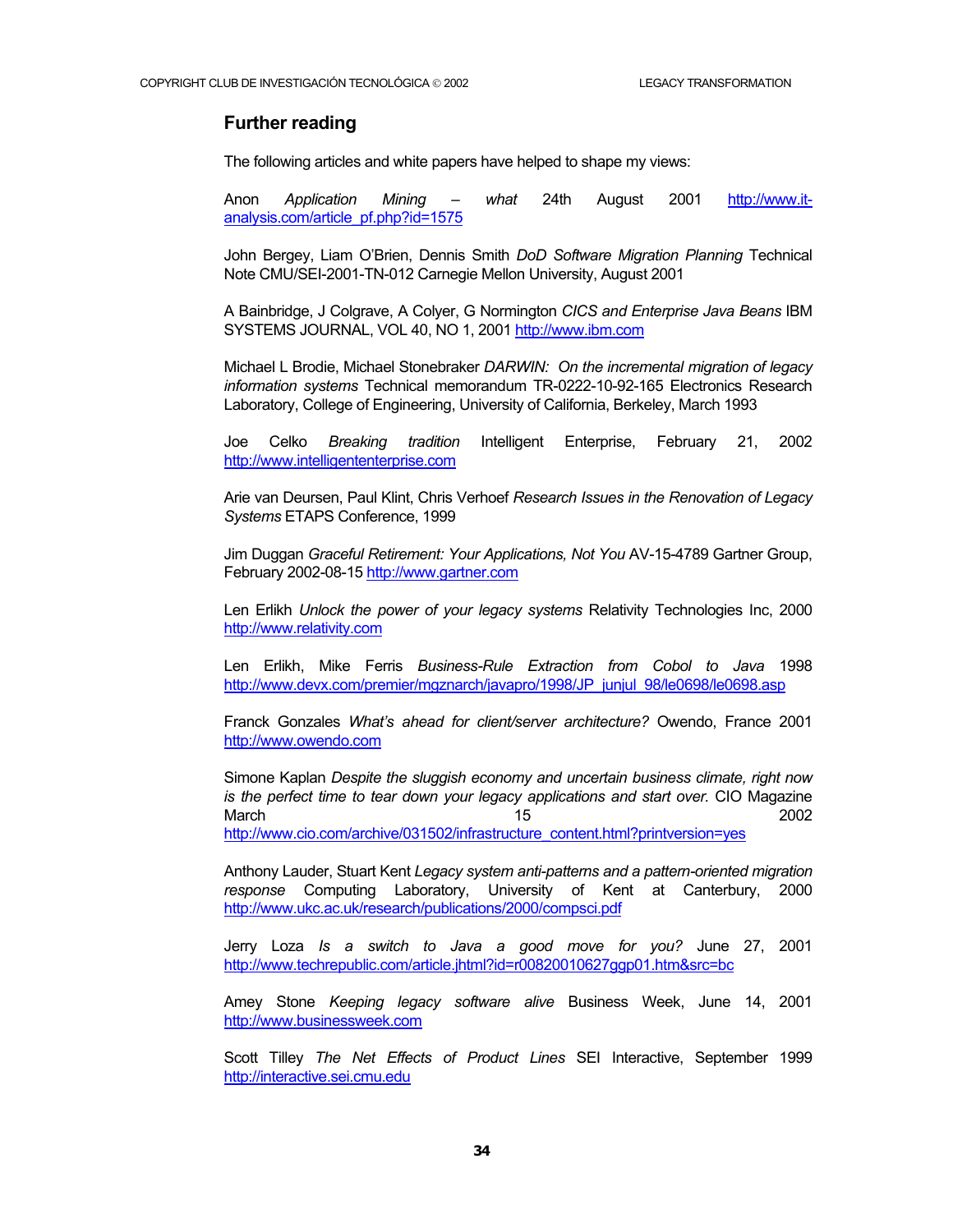## Further reading

The following articles and white papers have helped to shape my views:

Anon *Application Mining – what* 24th August 2001 http://www.it-analysis.com/article_pf.php?id=1575

John Bergey, Liam O'Brien, Dennis Smith *DoD Software Migration Planning* Technical Note CMU/SEI-2001-TN-012 Carnegie Mellon University, August 2001

A Bainbridge, J Colgrave, A Colyer, G Normington *CICS and Enterprise Java Beans* IBM SYSTEMS JOURNAL, VOL 40, NO 1, 2001 http://www.ibm.com

Michael L Brodie, Michael Stonebraker *DARWIN: On the incremental migration of legacy information systems* Technical memorandum TR-0222-10-92-165 Electronics Research Laboratory, College of Engineering, University of California, Berkeley, March 1993

Joe Celko *Breaking tradition* Intelligent Enterprise, February 21, 2002 http://www.intelligententerprise.com

Arie van Deursen, Paul Klint, Chris Verhoef *Research Issues in the Renovation of Legacy Systems* ETAPS Conference, 1999

Jim Duggan *Graceful Retirement: Your Applications, Not You* AV-15-4789 Gartner Group, February 2002-08-15 http://www.gartner.com

Len Erlikh *Unlock the power of your legacy systems* Relativity Technologies Inc, 2000 http://www.relativity.com

Len Erlikh, Mike Ferris *Business-Rule Extraction from Cobol to Java* 1998 http://www.devx.com/premier/mgznarch/javapro/1998/JP_junjul_98/le0698/le0698.asp

Franck Gonzales *What's ahead for client/server architecture?* Owendo, France 2001 http://www.owendo.com

Simone Kaplan *Despite the sluggish economy and uncertain business climate, right now is the perfect time to tear down your legacy applications and start over.* CIO Magazine March 15 2002 http://www.cio.com/archive/031502/infrastructure_content.html?printversion=yes

Anthony Lauder, Stuart Kent *Legacy system anti-patterns and a pattern-oriented migration response* Computing Laboratory, University of Kent at Canterbury, 2000 http://www.ukc.ac.uk/research/publications/2000/compsci.pdf

Jerry Loza *Is a switch to Java a good move for you?* June 27, 2001 http://www.techrepublic.com/article.jhtml?id=r00820010627ggp01.htm&src=bc

Amey Stone *Keeping legacy software alive* Business Week, June 14, 2001 http://www.businessweek.com

Scott Tilley *The Net Effects of Product Lines* SEI Interactive, September 1999 http://interactive.sei.cmu.edu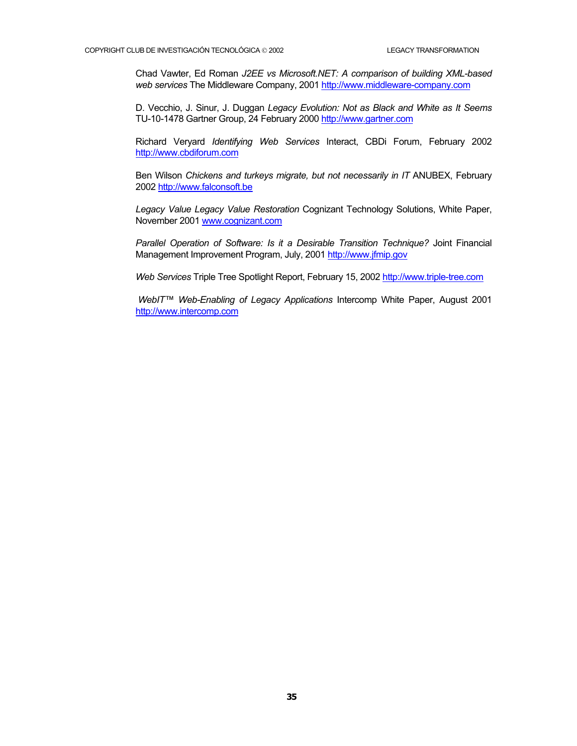Chad Vawter, Ed Roman *J2EE vs Microsoft.NET: A comparison of building XML-based web services* The Middleware Company, 2001 http://www.middleware-company.com

D. Vecchio, J. Sinur, J. Duggan *Legacy Evolution: Not as Black and White as It Seems* TU-10-1478 Gartner Group, 24 February 2000 http://www.gartner.com

Richard Veryard *Identifying Web Services* Interact, CBDi Forum, February 2002 http://www.cbdiforum.com

Ben Wilson *Chickens and turkeys migrate, but not necessarily in IT* ANUBEX, February 2002 http://www.falconsoft.be

*Legacy Value Legacy Value Restoration* Cognizant Technology Solutions, White Paper, November 2001 www.cognizant.com

*Parallel Operation of Software: Is it a Desirable Transition Technique?* Joint Financial Management Improvement Program, July, 2001 http://www.jfmip.gov

*Web Services* Triple Tree Spotlight Report, February 15, 2002 http://www.triple-tree.com

*WebIT™ Web-Enabling of Legacy Applications* Intercomp White Paper, August 2001 http://www.intercomp.com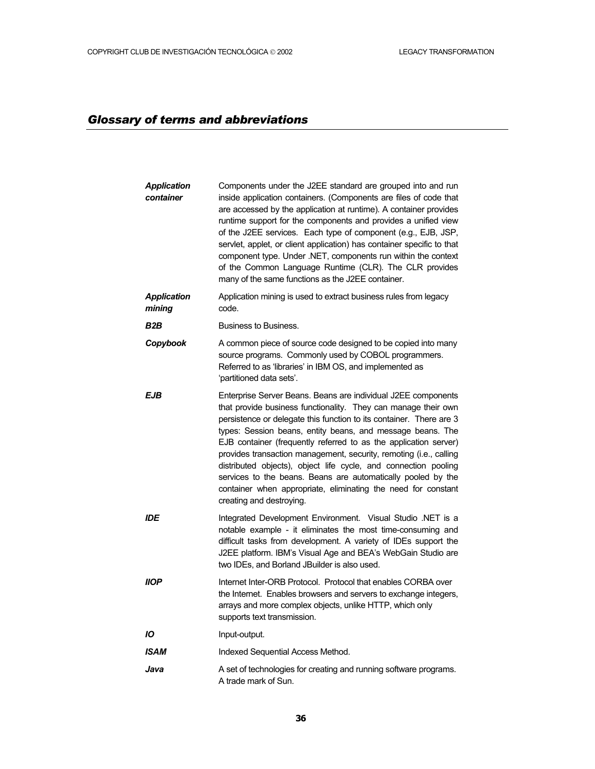## *Glossary of terms and abbreviations*

***Application container*** — Components under the J2EE standard are grouped into and run inside application containers. (Components are files of code that are accessed by the application at runtime). A container provides runtime support for the components and provides a unified view of the J2EE services. Each type of component (e.g., EJB, JSP, servlet, applet, or client application) has container specific to that component type. Under .NET, components run within the context of the Common Language Runtime (CLR). The CLR provides many of the same functions as the J2EE container.

***Application mining*** — Application mining is used to extract business rules from legacy code.

***B2B*** — Business to Business.

***Copybook*** — A common piece of source code designed to be copied into many source programs. Commonly used by COBOL programmers. Referred to as 'libraries' in IBM OS, and implemented as 'partitioned data sets'.

***EJB*** — Enterprise Server Beans. Beans are individual J2EE components that provide business functionality. They can manage their own persistence or delegate this function to its container. There are 3 types: Session beans, entity beans, and message beans. The EJB container (frequently referred to as the application server) provides transaction management, security, remoting (i.e., calling distributed objects), object life cycle, and connection pooling services to the beans. Beans are automatically pooled by the container when appropriate, eliminating the need for constant creating and destroying.

***IDE*** — Integrated Development Environment. Visual Studio .NET is a notable example - it eliminates the most time-consuming and difficult tasks from development. A variety of IDEs support the J2EE platform. IBM's Visual Age and BEA's WebGain Studio are two IDEs, and Borland JBuilder is also used.

***IIOP*** — Internet Inter-ORB Protocol. Protocol that enables CORBA over the Internet. Enables browsers and servers to exchange integers, arrays and more complex objects, unlike HTTP, which only supports text transmission.

***IO*** — Input-output.

***ISAM*** — Indexed Sequential Access Method.

***Java*** — A set of technologies for creating and running software programs. A trade mark of Sun.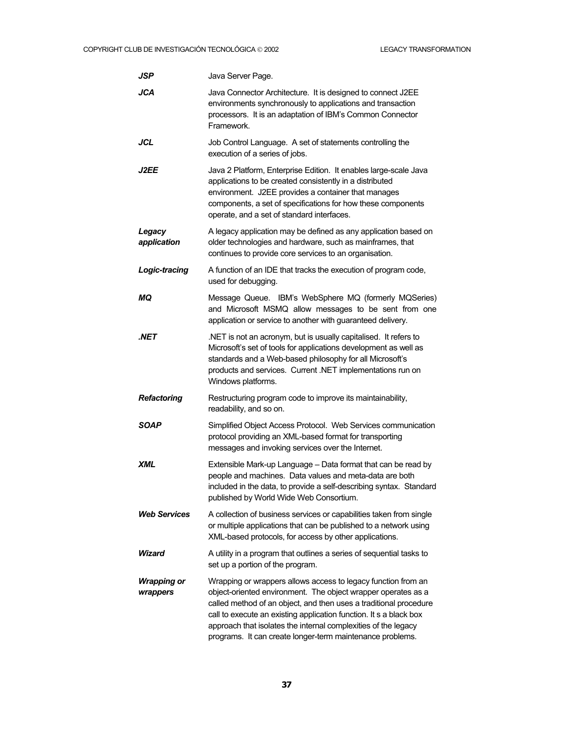| | |
|---|---|
| ***JSP*** | Java Server Page. |
| ***JCA*** | Java Connector Architecture. It is designed to connect J2EE environments synchronously to applications and transaction processors. It is an adaptation of IBM's Common Connector Framework. |
| ***JCL*** | Job Control Language. A set of statements controlling the execution of a series of jobs. |
| ***J2EE*** | Java 2 Platform, Enterprise Edition. It enables large-scale Java applications to be created consistently in a distributed environment. J2EE provides a container that manages components, a set of specifications for how these components operate, and a set of standard interfaces. |
| ***Legacy application*** | A legacy application may be defined as any application based on older technologies and hardware, such as mainframes, that continues to provide core services to an organisation. |
| ***Logic-tracing*** | A function of an IDE that tracks the execution of program code, used for debugging. |
| ***MQ*** | Message Queue. IBM's WebSphere MQ (formerly MQSeries) and Microsoft MSMQ allow messages to be sent from one application or service to another with guaranteed delivery. |
| ***.NET*** | .NET is not an acronym, but is usually capitalised. It refers to Microsoft's set of tools for applications development as well as standards and a Web-based philosophy for all Microsoft's products and services. Current .NET implementations run on Windows platforms. |
| ***Refactoring*** | Restructuring program code to improve its maintainability, readability, and so on. |
| ***SOAP*** | Simplified Object Access Protocol. Web Services communication protocol providing an XML-based format for transporting messages and invoking services over the Internet. |
| ***XML*** | Extensible Mark-up Language – Data format that can be read by people and machines. Data values and meta-data are both included in the data, to provide a self-describing syntax. Standard published by World Wide Web Consortium. |
| ***Web Services*** | A collection of business services or capabilities taken from single or multiple applications that can be published to a network using XML-based protocols, for access by other applications. |
| ***Wizard*** | A utility in a program that outlines a series of sequential tasks to set up a portion of the program. |
| ***Wrapping or wrappers*** | Wrapping or wrappers allows access to legacy function from an object-oriented environment. The object wrapper operates as a called method of an object, and then uses a traditional procedure call to execute an existing application function. It s a black box approach that isolates the internal complexities of the legacy programs. It can create longer-term maintenance problems. |